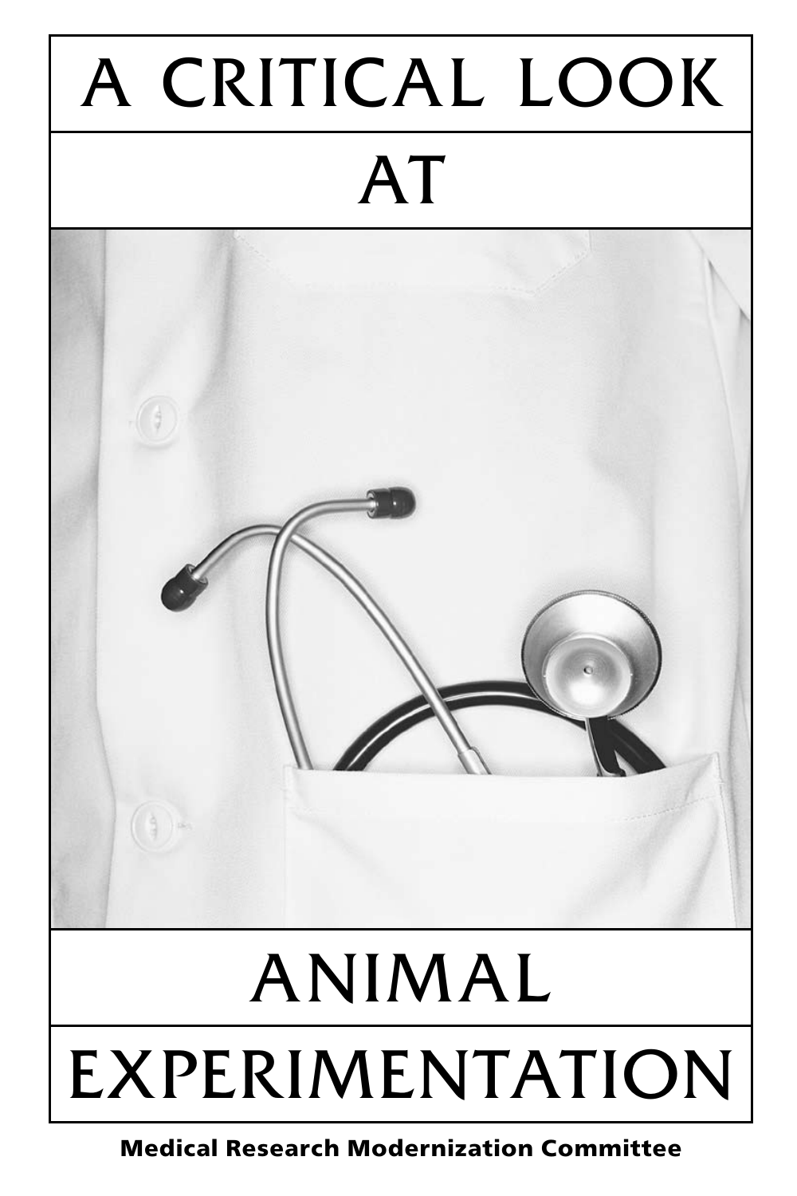# A CRITICAL LOOK AT ANIMAL EXPERIMENTATION

**Medical Research Modernization Committee**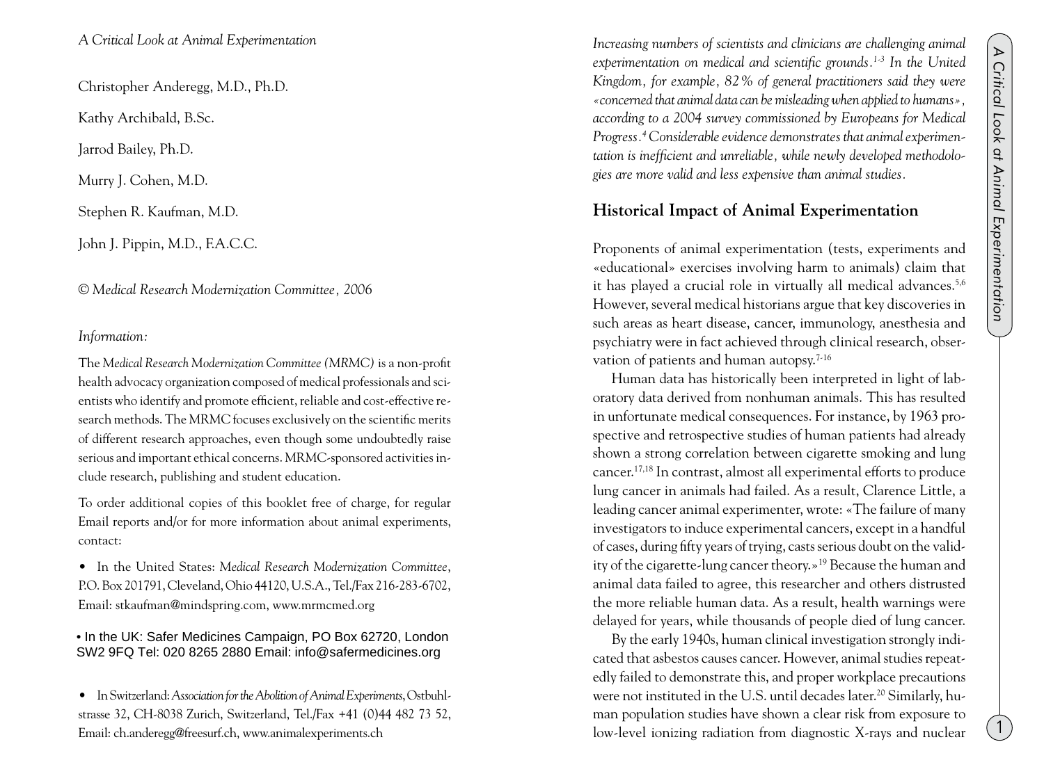*A Critical Look at Animal Experimentation*

Christopher Anderegg, M.D., Ph.D.

Kathy Archibald, B.Sc.

Jarrod Bailey, Ph.D.

Murry J. Cohen, M.D.

Stephen R. Kaufman, M.D.

John J. Pippin, M.D., F.A.C.C.

*© Medical Research Modernization Committee, 2006*

*Information:*

The *Medical Research Modernization Committee (MRMC)* is a non-profit health advocacy organization composed of medical professionals and scientists who identify and promote efficient, reliable and cost-effective research methods. The MRMC focuses exclusively on the scientific merits of different research approaches, even though some undoubtedly raise serious and important ethical concerns. MRMC-sponsored activities include research, publishing and student education.

To order additional copies of this booklet free of charge, for regular Email reports and/or for more information about animal experiments, contact:

- In the United States: *Medical Research Modernization Committee*, P.O. Box 201791, Cleveland, Ohio 44120, U.S.A., Tel./Fax 216-283-6702, Email: stkaufman@mindspring.com, www.mrmcmed.org
- In the UK: Safer Medicines Campaign, PO Box 62720, London SW2 9FQ Tel: 020 8265 2880 Email: info@safermedicines.org
- In Switzerland: *Association for the Abolition of Animal Experiments*, Ostbuhlstrasse 32, CH-8038 Zurich, Switzerland, Tel./Fax +41 (0)44 482 73 52, Email: ch.anderegg@freesurf.ch, www.animalexperiments.ch

*Increasing numbers of scientists and clinicians are challenging animal experimentation on medical and scientific grounds.[1-3] In the United Kingdom, for example, 82% of general practitioners said they were «concerned that animal data can be misleading when applied to humans», according to a 2004 survey commissioned by Europeans for Medical Progress.[4] Considerable evidence demonstrates that animal experimentation is inefficient and unreliable, while newly developed methodologies are more valid and less expensive than animal studies.*

## Historical Impact of Animal Experimentation

Proponents of animal experimentation (tests, experiments and «educational» exercises involving harm to animals) claim that it has played a crucial role in virtually all medical advances.[5,6] However, several medical historians argue that key discoveries in such areas as heart disease, cancer, immunology, anesthesia and psychiatry were in fact achieved through clinical research, observation of patients and human autopsy.[7-16]

Human data has historically been interpreted in light of laboratory data derived from nonhuman animals. This has resulted in unfortunate medical consequences. For instance, by 1963 prospective and retrospective studies of human patients had already shown a strong correlation between cigarette smoking and lung cancer.[17,18] In contrast, almost all experimental efforts to produce lung cancer in animals had failed. As a result, Clarence Little, a leading cancer animal experimenter, wrote: «The failure of many investigators to induce experimental cancers, except in a handful of cases, during fifty years of trying, casts serious doubt on the validity of the cigarette-lung cancer theory.»[19] Because the human and animal data failed to agree, this researcher and others distrusted the more reliable human data. As a result, health warnings were delayed for years, while thousands of people died of lung cancer.

By the early 1940s, human clinical investigation strongly indicated that asbestos causes cancer. However, animal studies repeatedly failed to demonstrate this, and proper workplace precautions were not instituted in the U.S. until decades later.[20] Similarly, human population studies have shown a clear risk from exposure to low-level ionizing radiation from diagnostic X-rays and nuclear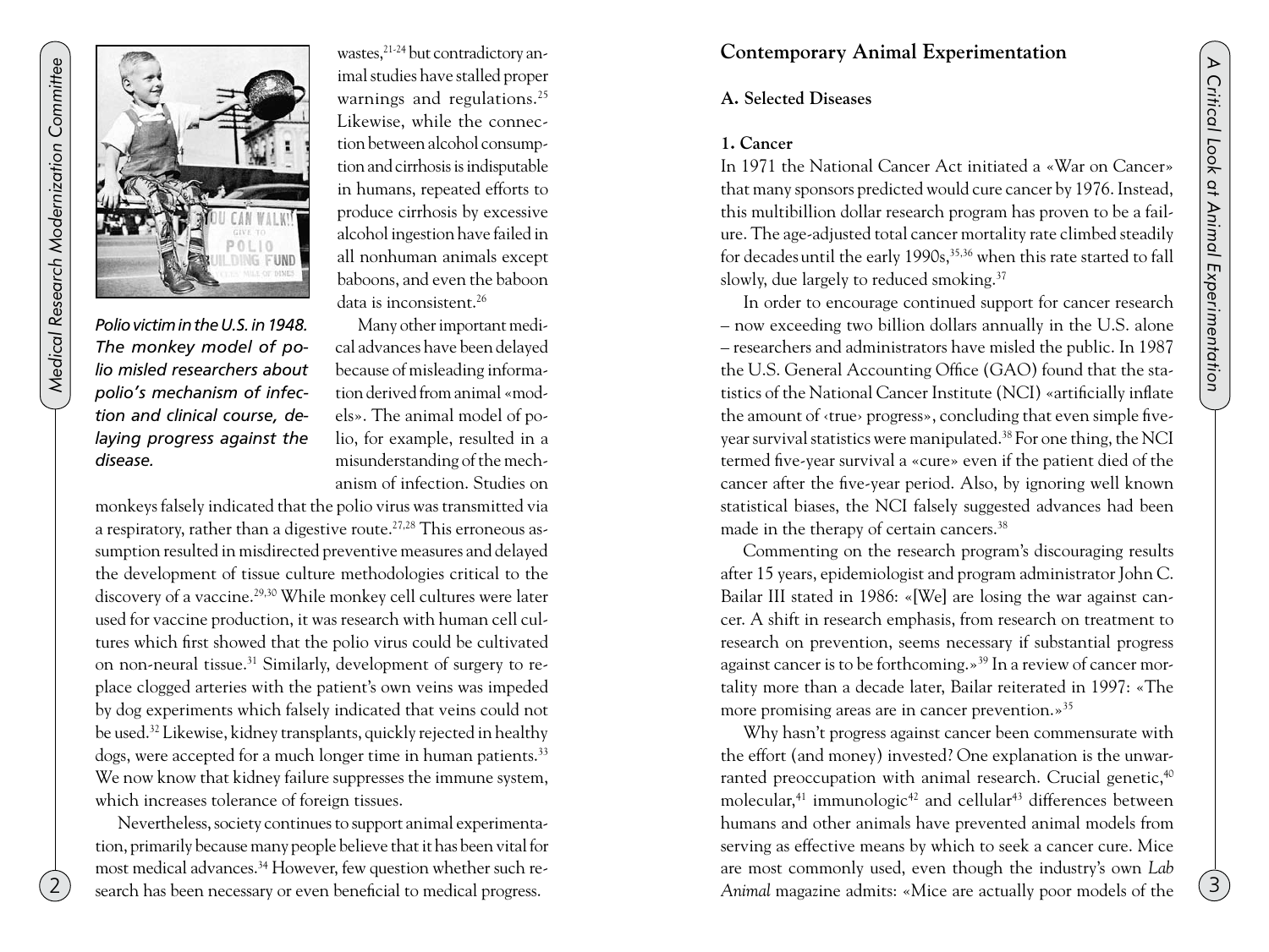wastes,[21-24] but contradictory animal studies have stalled proper warnings and regulations.[25] Likewise, while the connection between alcohol consumption and cirrhosis is indisputable in humans, repeated efforts to produce cirrhosis by excessive alcohol ingestion have failed in all nonhuman animals except baboons, and even the baboon data is inconsistent.[26]

*Polio victim in the U.S. in 1948. The monkey model of polio misled researchers about polio's mechanism of infection and clinical course, delaying progress against the disease.*

Many other important medical advances have been delayed because of misleading information derived from animal «models». The animal model of polio, for example, resulted in a misunderstanding of the mechanism of infection. Studies on monkeys falsely indicated that the polio virus was transmitted via a respiratory, rather than a digestive route.[27,28] This erroneous assumption resulted in misdirected preventive measures and delayed the development of tissue culture methodologies critical to the discovery of a vaccine.[29,30] While monkey cell cultures were later used for vaccine production, it was research with human cell cultures which first showed that the polio virus could be cultivated on non-neural tissue.[31] Similarly, development of surgery to replace clogged arteries with the patient's own veins was impeded by dog experiments which falsely indicated that veins could not be used.[32] Likewise, kidney transplants, quickly rejected in healthy dogs, were accepted for a much longer time in human patients.[33] We now know that kidney failure suppresses the immune system, which increases tolerance of foreign tissues.

Nevertheless, society continues to support animal experimentation, primarily because many people believe that it has been vital for most medical advances.[34] However, few question whether such research has been necessary or even beneficial to medical progress.

## Contemporary Animal Experimentation

### A. Selected Diseases

#### 1. Cancer

In 1971 the National Cancer Act initiated a «War on Cancer» that many sponsors predicted would cure cancer by 1976. Instead, this multibillion dollar research program has proven to be a failure. The age-adjusted total cancer mortality rate climbed steadily for decades until the early 1990s,[35,36] when this rate started to fall slowly, due largely to reduced smoking.[37]

In order to encourage continued support for cancer research – now exceeding two billion dollars annually in the U.S. alone – researchers and administrators have misled the public. In 1987 the U.S. General Accounting Office (GAO) found that the statistics of the National Cancer Institute (NCI) «artificially inflate the amount of ‹true› progress», concluding that even simple five-year survival statistics were manipulated.[38] For one thing, the NCI termed five-year survival a «cure» even if the patient died of the cancer after the five-year period. Also, by ignoring well known statistical biases, the NCI falsely suggested advances had been made in the therapy of certain cancers.[38]

Commenting on the research program's discouraging results after 15 years, epidemiologist and program administrator John C. Bailar III stated in 1986: «[We] are losing the war against cancer. A shift in research emphasis, from research on treatment to research on prevention, seems necessary if substantial progress against cancer is to be forthcoming.»[39] In a review of cancer mortality more than a decade later, Bailar reiterated in 1997: «The more promising areas are in cancer prevention.»[35]

Why hasn't progress against cancer been commensurate with the effort (and money) invested? One explanation is the unwarranted preoccupation with animal research. Crucial genetic,[40] molecular,[41] immunologic[42] and cellular[43] differences between humans and other animals have prevented animal models from serving as effective means by which to seek a cancer cure. Mice are most commonly used, even though the industry's own *Lab Animal* magazine admits: «Mice are actually poor models of the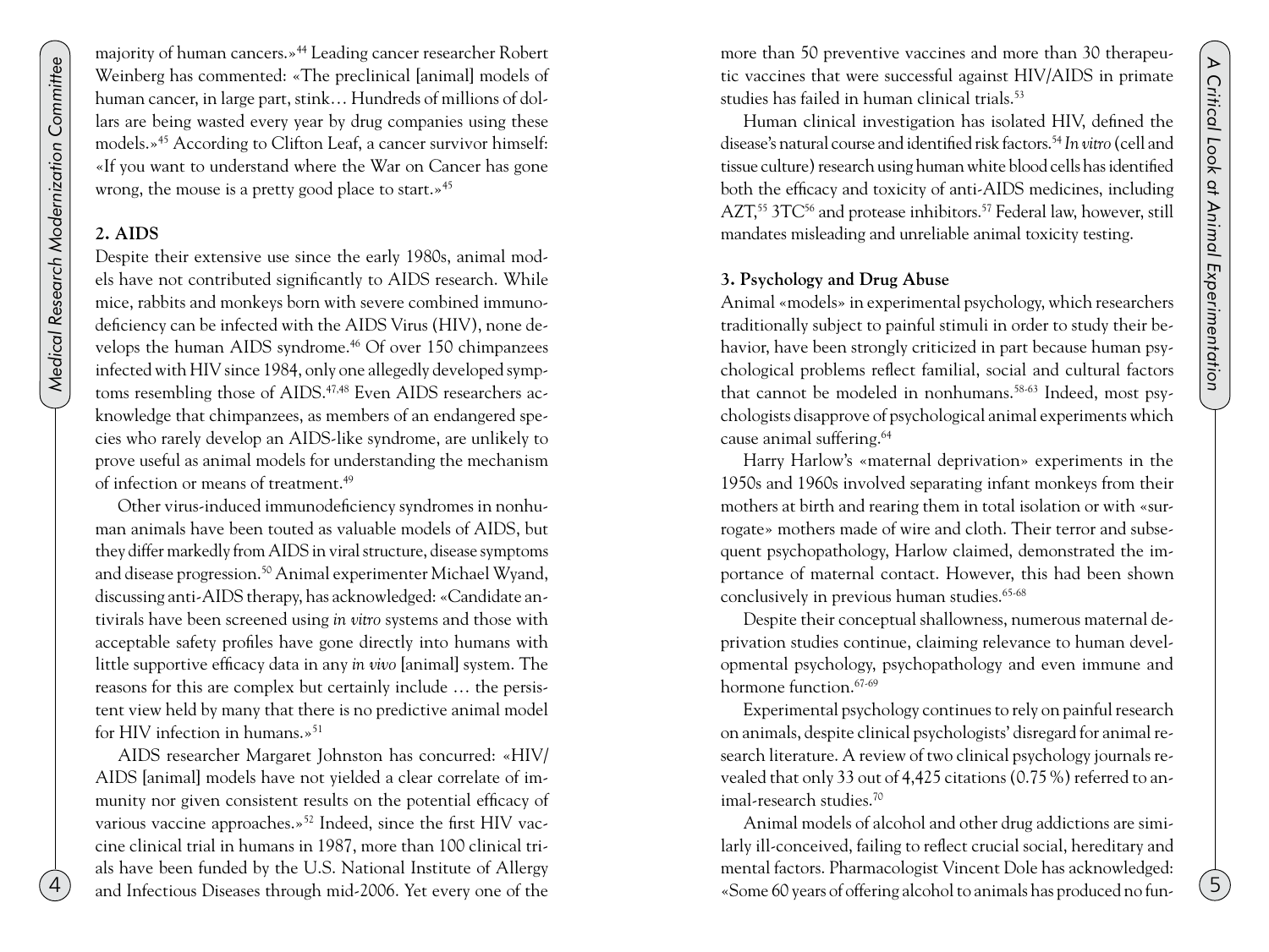majority of human cancers.»[44] Leading cancer researcher Robert Weinberg has commented: «The preclinical [animal] models of human cancer, in large part, stink… Hundreds of millions of dollars are being wasted every year by drug companies using these models.»[45] According to Clifton Leaf, a cancer survivor himself: «If you want to understand where the War on Cancer has gone wrong, the mouse is a pretty good place to start.»[45]

## 2. AIDS

Despite their extensive use since the early 1980s, animal models have not contributed significantly to AIDS research. While mice, rabbits and monkeys born with severe combined immunodeficiency can be infected with the AIDS Virus (HIV), none develops the human AIDS syndrome.[46] Of over 150 chimpanzees infected with HIV since 1984, only one allegedly developed symptoms resembling those of AIDS.[47,48] Even AIDS researchers acknowledge that chimpanzees, as members of an endangered species who rarely develop an AIDS-like syndrome, are unlikely to prove useful as animal models for understanding the mechanism of infection or means of treatment.[49]

Other virus-induced immunodeficiency syndromes in nonhuman animals have been touted as valuable models of AIDS, but they differ markedly from AIDS in viral structure, disease symptoms and disease progression.[50] Animal experimenter Michael Wyand, discussing anti-AIDS therapy, has acknowledged: «Candidate antivirals have been screened using *in vitro* systems and those with acceptable safety profiles have gone directly into humans with little supportive efficacy data in any *in vivo* [animal] system. The reasons for this are complex but certainly include … the persistent view held by many that there is no predictive animal model for HIV infection in humans.»[51]

AIDS researcher Margaret Johnston has concurred: «HIV/AIDS [animal] models have not yielded a clear correlate of immunity nor given consistent results on the potential efficacy of various vaccine approaches.»[52] Indeed, since the first HIV vaccine clinical trial in humans in 1987, more than 100 clinical trials have been funded by the U.S. National Institute of Allergy and Infectious Diseases through mid-2006. Yet every one of the more than 50 preventive vaccines and more than 30 therapeutic vaccines that were successful against HIV/AIDS in primate studies has failed in human clinical trials.[53]

Human clinical investigation has isolated HIV, defined the disease's natural course and identified risk factors.[54] *In vitro* (cell and tissue culture) research using human white blood cells has identified both the efficacy and toxicity of anti-AIDS medicines, including AZT,[55] 3TC[56] and protease inhibitors.[57] Federal law, however, still mandates misleading and unreliable animal toxicity testing.

## 3. Psychology and Drug Abuse

Animal «models» in experimental psychology, which researchers traditionally subject to painful stimuli in order to study their behavior, have been strongly criticized in part because human psychological problems reflect familial, social and cultural factors that cannot be modeled in nonhumans.[58-63] Indeed, most psychologists disapprove of psychological animal experiments which cause animal suffering.[64]

Harry Harlow's «maternal deprivation» experiments in the 1950s and 1960s involved separating infant monkeys from their mothers at birth and rearing them in total isolation or with «surrogate» mothers made of wire and cloth. Their terror and subsequent psychopathology, Harlow claimed, demonstrated the importance of maternal contact. However, this had been shown conclusively in previous human studies.[65-68]

Despite their conceptual shallowness, numerous maternal deprivation studies continue, claiming relevance to human developmental psychology, psychopathology and even immune and hormone function.[67-69]

Experimental psychology continues to rely on painful research on animals, despite clinical psychologists' disregard for animal research literature. A review of two clinical psychology journals revealed that only 33 out of 4,425 citations (0.75 %) referred to animal-research studies.[70]

Animal models of alcohol and other drug addictions are similarly ill-conceived, failing to reflect crucial social, hereditary and mental factors. Pharmacologist Vincent Dole has acknowledged: «Some 60 years of offering alcohol to animals has produced no fun-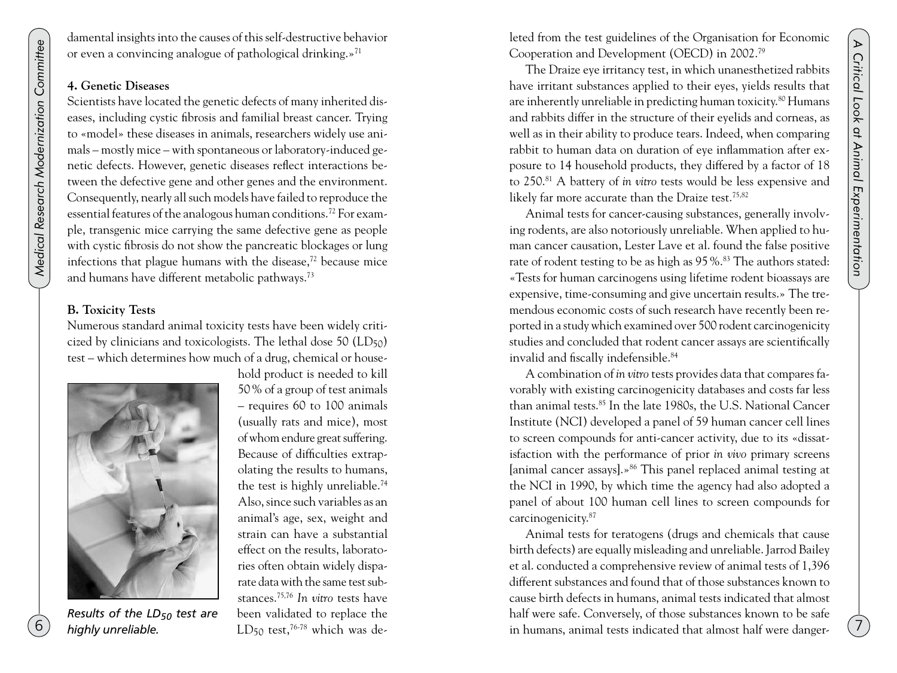damental insights into the causes of this self-destructive behavior or even a convincing analogue of pathological drinking.»[71]

### 4. Genetic Diseases

Scientists have located the genetic defects of many inherited diseases, including cystic fibrosis and familial breast cancer. Trying to «model» these diseases in animals, researchers widely use animals – mostly mice – with spontaneous or laboratory-induced genetic defects. However, genetic diseases reflect interactions between the defective gene and other genes and the environment. Consequently, nearly all such models have failed to reproduce the essential features of the analogous human conditions.[72] For example, transgenic mice carrying the same defective gene as people with cystic fibrosis do not show the pancreatic blockages or lung infections that plague humans with the disease,[72] because mice and humans have different metabolic pathways.[73]

## B. Toxicity Tests

Numerous standard animal toxicity tests have been widely criticized by clinicians and toxicologists. The lethal dose 50 ($LD_{50}$) test – which determines how much of a drug, chemical or household product is needed to kill 50 % of a group of test animals – requires 60 to 100 animals (usually rats and mice), most of whom endure great suffering. Because of difficulties extrapolating the results to humans, the test is highly unreliable.[74] Also, since such variables as an animal's age, sex, weight and strain can have a substantial effect on the results, laboratories often obtain widely disparate data with the same test substances.[75,76] *In vitro* tests have been validated to replace the $LD_{50}$ test,[76-78] which was deleted from the test guidelines of the Organisation for Economic Cooperation and Development (OECD) in 2002.[79]

*Results of the $LD_{50}$ test are highly unreliable.*

The Draize eye irritancy test, in which unanesthetized rabbits have irritant substances applied to their eyes, yields results that are inherently unreliable in predicting human toxicity.[80] Humans and rabbits differ in the structure of their eyelids and corneas, as well as in their ability to produce tears. Indeed, when comparing rabbit to human data on duration of eye inflammation after exposure to 14 household products, they differed by a factor of 18 to 250.[81] A battery of *in vitro* tests would be less expensive and likely far more accurate than the Draize test.[75,82]

Animal tests for cancer-causing substances, generally involving rodents, are also notoriously unreliable. When applied to human cancer causation, Lester Lave et al. found the false positive rate of rodent testing to be as high as 95 %.[83] The authors stated: «Tests for human carcinogens using lifetime rodent bioassays are expensive, time-consuming and give uncertain results.» The tremendous economic costs of such research have recently been reported in a study which examined over 500 rodent carcinogenicity studies and concluded that rodent cancer assays are scientifically invalid and fiscally indefensible.[84]

A combination of *in vitro* tests provides data that compares favorably with existing carcinogenicity databases and costs far less than animal tests.[85] In the late 1980s, the U.S. National Cancer Institute (NCI) developed a panel of 59 human cancer cell lines to screen compounds for anti-cancer activity, due to its «dissatisfaction with the performance of prior *in vivo* primary screens [animal cancer assays].»[86] This panel replaced animal testing at the NCI in 1990, by which time the agency had also adopted a panel of about 100 human cell lines to screen compounds for carcinogenicity.[87]

Animal tests for teratogens (drugs and chemicals that cause birth defects) are equally misleading and unreliable. Jarrod Bailey et al. conducted a comprehensive review of animal tests of 1,396 different substances and found that of those substances known to cause birth defects in humans, animal tests indicated that almost half were safe. Conversely, of those substances known to be safe in humans, animal tests indicated that almost half were danger-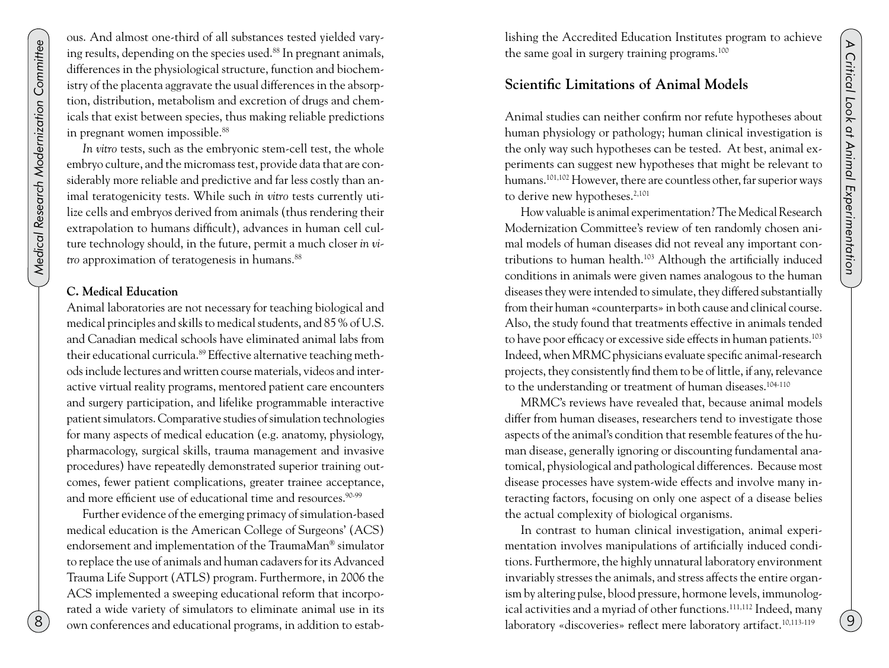ous. And almost one-third of all substances tested yielded varying results, depending on the species used.[88] In pregnant animals, differences in the physiological structure, function and biochemistry of the placenta aggravate the usual differences in the absorption, distribution, metabolism and excretion of drugs and chemicals that exist between species, thus making reliable predictions in pregnant women impossible.[88]

*In vitro* tests, such as the embryonic stem-cell test, the whole embryo culture, and the micromass test, provide data that are considerably more reliable and predictive and far less costly than animal teratogenicity tests. While such *in vitro* tests currently utilize cells and embryos derived from animals (thus rendering their extrapolation to humans difficult), advances in human cell culture technology should, in the future, permit a much closer *in vitro* approximation of teratogenesis in humans.[88]

**C. Medical Education**

Animal laboratories are not necessary for teaching biological and medical principles and skills to medical students, and 85 % of U.S. and Canadian medical schools have eliminated animal labs from their educational curricula.[89] Effective alternative teaching methods include lectures and written course materials, videos and interactive virtual reality programs, mentored patient care encounters and surgery participation, and lifelike programmable interactive patient simulators. Comparative studies of simulation technologies for many aspects of medical education (e.g. anatomy, physiology, pharmacology, surgical skills, trauma management and invasive procedures) have repeatedly demonstrated superior training outcomes, fewer patient complications, greater trainee acceptance, and more efficient use of educational time and resources.[90-99]

Further evidence of the emerging primacy of simulation-based medical education is the American College of Surgeons' (ACS) endorsement and implementation of the TraumaMan® simulator to replace the use of animals and human cadavers for its Advanced Trauma Life Support (ATLS) program. Furthermore, in 2006 the ACS implemented a sweeping educational reform that incorporated a wide variety of simulators to eliminate animal use in its own conferences and educational programs, in addition to establishing the Accredited Education Institutes program to achieve the same goal in surgery training programs.[100]

## Scientific Limitations of Animal Models

Animal studies can neither confirm nor refute hypotheses about human physiology or pathology; human clinical investigation is the only way such hypotheses can be tested. At best, animal experiments can suggest new hypotheses that might be relevant to humans.[101,102] However, there are countless other, far superior ways to derive new hypotheses.[2,101]

How valuable is animal experimentation? The Medical Research Modernization Committee's review of ten randomly chosen animal models of human diseases did not reveal any important contributions to human health.[103] Although the artificially induced conditions in animals were given names analogous to the human diseases they were intended to simulate, they differed substantially from their human «counterparts» in both cause and clinical course. Also, the study found that treatments effective in animals tended to have poor efficacy or excessive side effects in human patients.[103] Indeed, when MRMC physicians evaluate specific animal-research projects, they consistently find them to be of little, if any, relevance to the understanding or treatment of human diseases.[104-110]

MRMC's reviews have revealed that, because animal models differ from human diseases, researchers tend to investigate those aspects of the animal's condition that resemble features of the human disease, generally ignoring or discounting fundamental anatomical, physiological and pathological differences. Because most disease processes have system-wide effects and involve many interacting factors, focusing on only one aspect of a disease belies the actual complexity of biological organisms.

In contrast to human clinical investigation, animal experimentation involves manipulations of artificially induced conditions. Furthermore, the highly unnatural laboratory environment invariably stresses the animals, and stress affects the entire organism by altering pulse, blood pressure, hormone levels, immunological activities and a myriad of other functions.[111,112] Indeed, many laboratory «discoveries» reflect mere laboratory artifact.[10,113-119]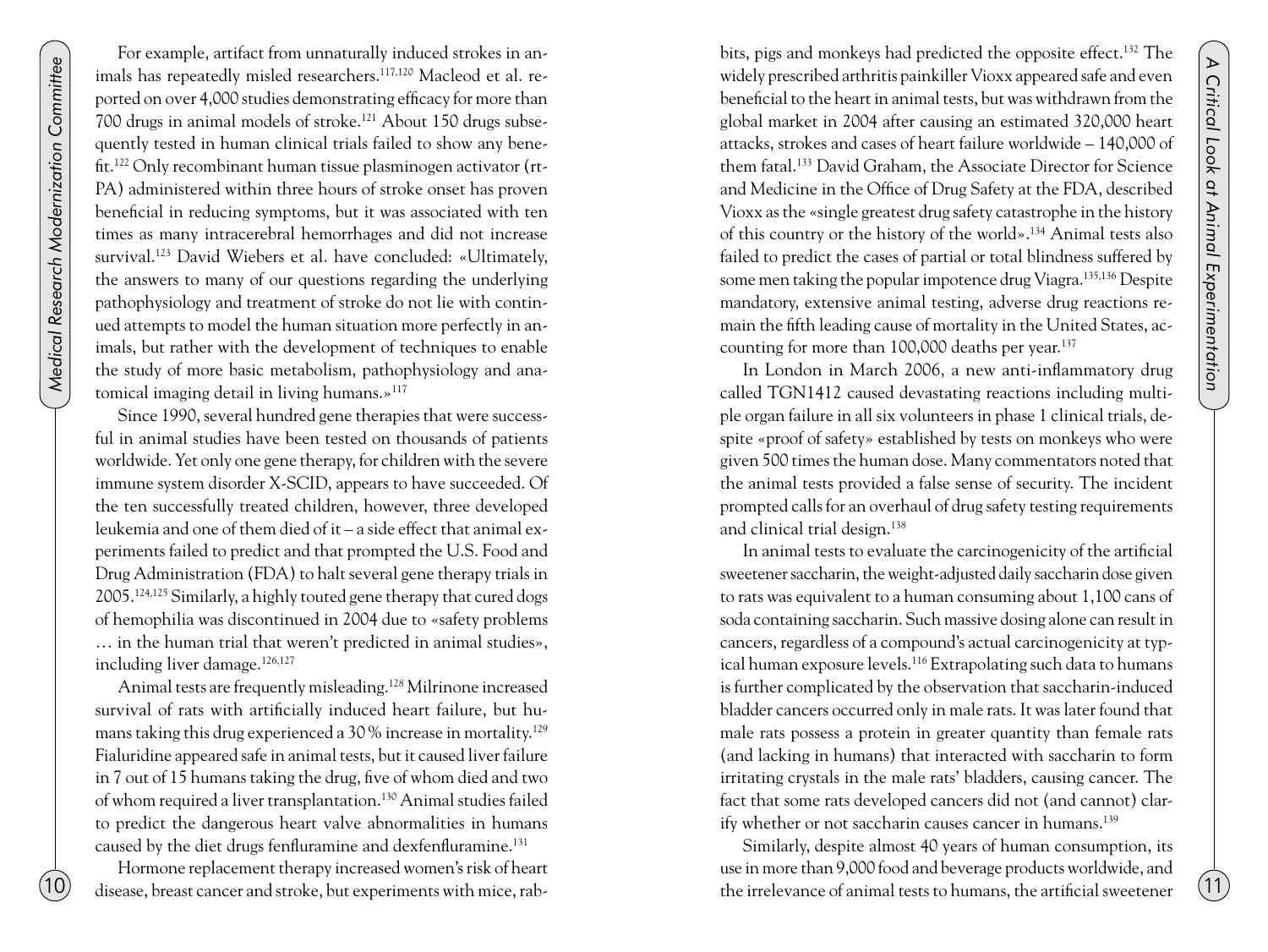For example, artifact from unnaturally induced strokes in animals has repeatedly misled researchers.[117,120] Macleod et al. reported on over 4,000 studies demonstrating efficacy for more than 700 drugs in animal models of stroke.[121] About 150 drugs subsequently tested in human clinical trials failed to show any benefit.[122] Only recombinant human tissue plasminogen activator (rt-PA) administered within three hours of stroke onset has proven beneficial in reducing symptoms, but it was associated with ten times as many intracerebral hemorrhages and did not increase survival.[123] David Wiebers et al. have concluded: «Ultimately, the answers to many of our questions regarding the underlying pathophysiology and treatment of stroke do not lie with continued attempts to model the human situation more perfectly in animals, but rather with the development of techniques to enable the study of more basic metabolism, pathophysiology and anatomical imaging detail in living humans.»[117]

Since 1990, several hundred gene therapies that were successful in animal studies have been tested on thousands of patients worldwide. Yet only one gene therapy, for children with the severe immune system disorder X-SCID, appears to have succeeded. Of the ten successfully treated children, however, three developed leukemia and one of them died of it – a side effect that animal experiments failed to predict and that prompted the U.S. Food and Drug Administration (FDA) to halt several gene therapy trials in 2005.[124,125] Similarly, a highly touted gene therapy that cured dogs of hemophilia was discontinued in 2004 due to «safety problems … in the human trial that weren't predicted in animal studies», including liver damage.[126,127]

Animal tests are frequently misleading.[128] Milrinone increased survival of rats with artificially induced heart failure, but humans taking this drug experienced a 30 % increase in mortality.[129] Fialuridine appeared safe in animal tests, but it caused liver failure in 7 out of 15 humans taking the drug, five of whom died and two of whom required a liver transplantation.[130] Animal studies failed to predict the dangerous heart valve abnormalities in humans caused by the diet drugs fenfluramine and dexfenfluramine.[131]

Hormone replacement therapy increased women's risk of heart disease, breast cancer and stroke, but experiments with mice, rabbits, pigs and monkeys had predicted the opposite effect.[132] The widely prescribed arthritis painkiller Vioxx appeared safe and even beneficial to the heart in animal tests, but was withdrawn from the global market in 2004 after causing an estimated 320,000 heart attacks, strokes and cases of heart failure worldwide – 140,000 of them fatal.[133] David Graham, the Associate Director for Science and Medicine in the Office of Drug Safety at the FDA, described Vioxx as the «single greatest drug safety catastrophe in the history of this country or the history of the world».[134] Animal tests also failed to predict the cases of partial or total blindness suffered by some men taking the popular impotence drug Viagra.[135,136] Despite mandatory, extensive animal testing, adverse drug reactions remain the fifth leading cause of mortality in the United States, accounting for more than 100,000 deaths per year.[137]

In London in March 2006, a new anti-inflammatory drug called TGN1412 caused devastating reactions including multiple organ failure in all six volunteers in phase 1 clinical trials, despite «proof of safety» established by tests on monkeys who were given 500 times the human dose. Many commentators noted that the animal tests provided a false sense of security. The incident prompted calls for an overhaul of drug safety testing requirements and clinical trial design.[138]

In animal tests to evaluate the carcinogenicity of the artificial sweetener saccharin, the weight-adjusted daily saccharin dose given to rats was equivalent to a human consuming about 1,100 cans of soda containing saccharin. Such massive dosing alone can result in cancers, regardless of a compound's actual carcinogenicity at typical human exposure levels.[116] Extrapolating such data to humans is further complicated by the observation that saccharin-induced bladder cancers occurred only in male rats. It was later found that male rats possess a protein in greater quantity than female rats (and lacking in humans) that interacted with saccharin to form irritating crystals in the male rats' bladders, causing cancer. The fact that some rats developed cancers did not (and cannot) clarify whether or not saccharin causes cancer in humans.[139]

Similarly, despite almost 40 years of human consumption, its use in more than 9,000 food and beverage products worldwide, and the irrelevance of animal tests to humans, the artificial sweetener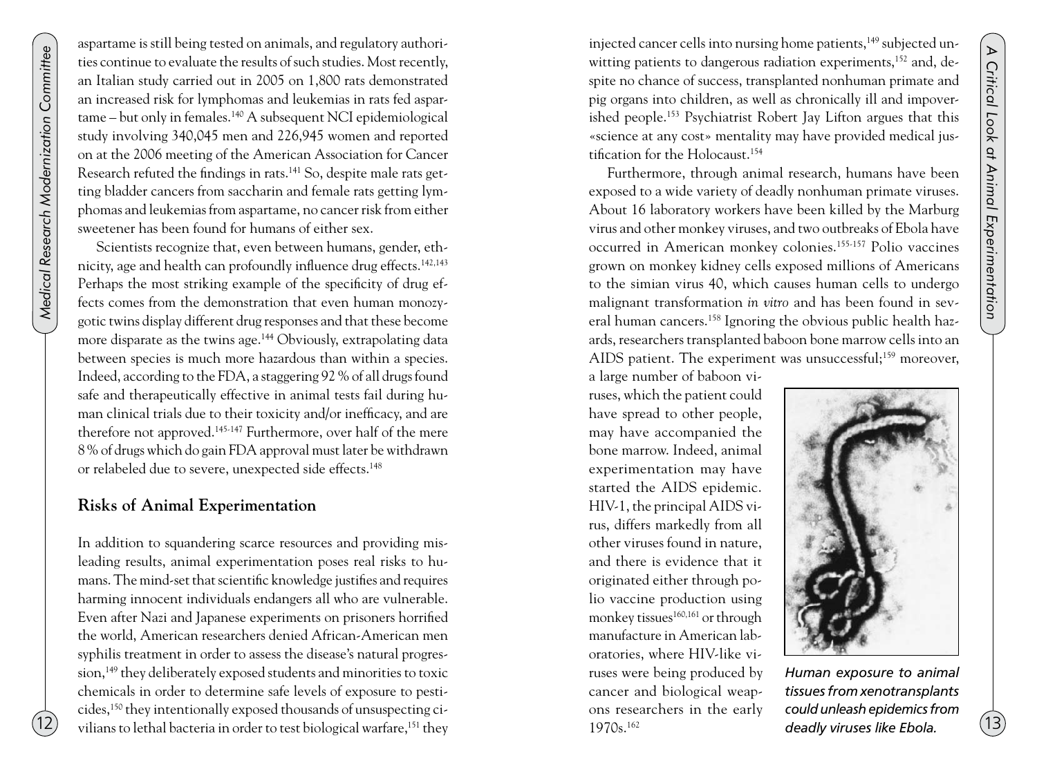aspartame is still being tested on animals, and regulatory authorities continue to evaluate the results of such studies. Most recently, an Italian study carried out in 2005 on 1,800 rats demonstrated an increased risk for lymphomas and leukemias in rats fed aspartame – but only in females.[140] A subsequent NCI epidemiological study involving 340,045 men and 226,945 women and reported on at the 2006 meeting of the American Association for Cancer Research refuted the findings in rats.[141] So, despite male rats getting bladder cancers from saccharin and female rats getting lymphomas and leukemias from aspartame, no cancer risk from either sweetener has been found for humans of either sex.

Scientists recognize that, even between humans, gender, ethnicity, age and health can profoundly influence drug effects.[142,143] Perhaps the most striking example of the specificity of drug effects comes from the demonstration that even human monozygotic twins display different drug responses and that these become more disparate as the twins age.[144] Obviously, extrapolating data between species is much more hazardous than within a species. Indeed, according to the FDA, a staggering 92 % of all drugs found safe and therapeutically effective in animal tests fail during human clinical trials due to their toxicity and/or inefficacy, and are therefore not approved.[145-147] Furthermore, over half of the mere 8 % of drugs which do gain FDA approval must later be withdrawn or relabeled due to severe, unexpected side effects.[148]

## Risks of Animal Experimentation

In addition to squandering scarce resources and providing misleading results, animal experimentation poses real risks to humans. The mind-set that scientific knowledge justifies and requires harming innocent individuals endangers all who are vulnerable. Even after Nazi and Japanese experiments on prisoners horrified the world, American researchers denied African-American men syphilis treatment in order to assess the disease's natural progression,[149] they deliberately exposed students and minorities to toxic chemicals in order to determine safe levels of exposure to pesticides,[150] they intentionally exposed thousands of unsuspecting civilians to lethal bacteria in order to test biological warfare,[151] they injected cancer cells into nursing home patients,[149] subjected unwitting patients to dangerous radiation experiments,[152] and, despite no chance of success, transplanted nonhuman primate and pig organs into children, as well as chronically ill and impoverished people.[153] Psychiatrist Robert Jay Lifton argues that this «science at any cost» mentality may have provided medical justification for the Holocaust.[154]

Furthermore, through animal research, humans have been exposed to a wide variety of deadly nonhuman primate viruses. About 16 laboratory workers have been killed by the Marburg virus and other monkey viruses, and two outbreaks of Ebola have occurred in American monkey colonies.[155-157] Polio vaccines grown on monkey kidney cells exposed millions of Americans to the simian virus 40, which causes human cells to undergo malignant transformation *in vitro* and has been found in several human cancers.[158] Ignoring the obvious public health hazards, researchers transplanted baboon bone marrow cells into an AIDS patient. The experiment was unsuccessful;[159] moreover, a large number of baboon viruses, which the patient could have spread to other people, may have accompanied the bone marrow. Indeed, animal experimentation may have started the AIDS epidemic. HIV-1, the principal AIDS virus, differs markedly from all other viruses found in nature, and there is evidence that it originated either through polio vaccine production using monkey tissues[160,161] or through manufacture in American laboratories, where HIV-like viruses were being produced by cancer and biological weapons researchers in the early 1970s.[162]

*Human exposure to animal tissues from xenotransplants could unleash epidemics from deadly viruses like Ebola.*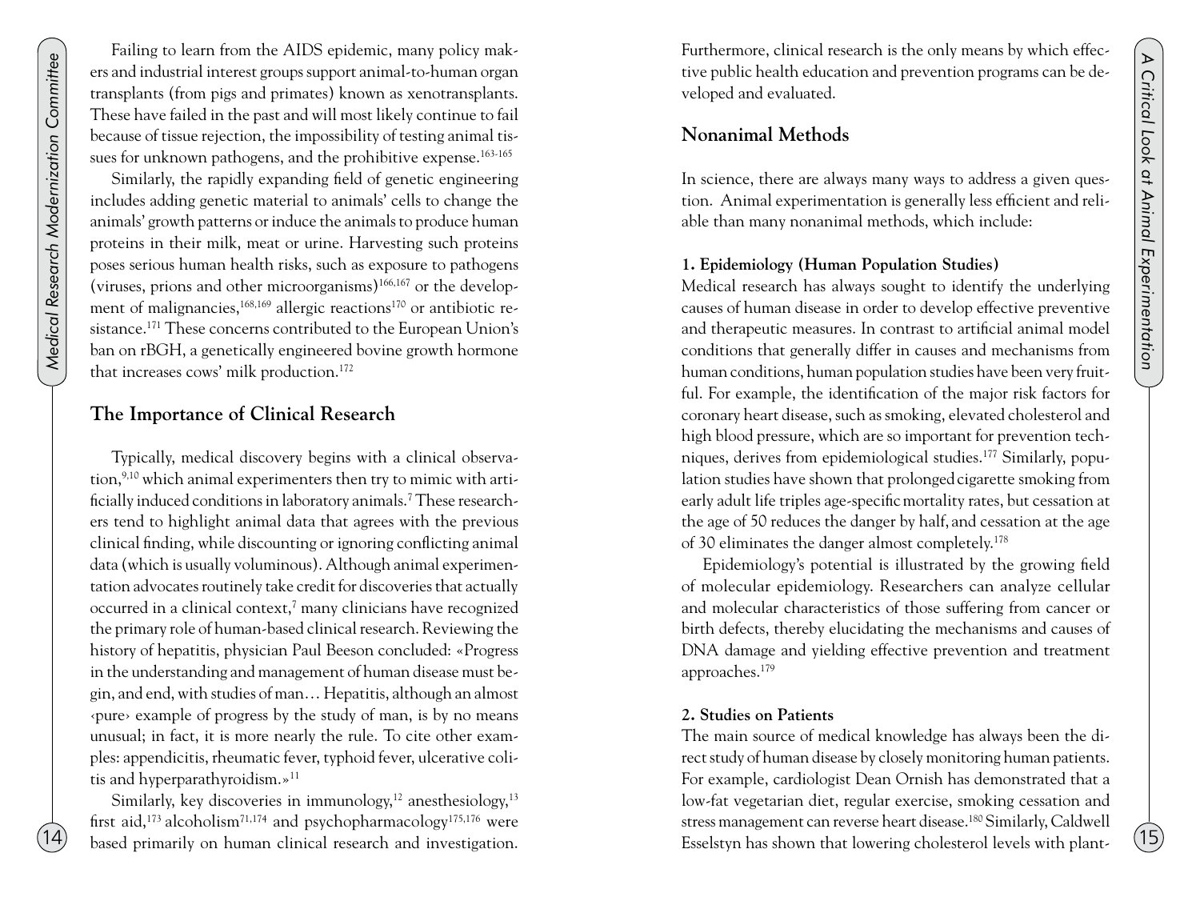Failing to learn from the AIDS epidemic, many policy makers and industrial interest groups support animal-to-human organ transplants (from pigs and primates) known as xenotransplants. These have failed in the past and will most likely continue to fail because of tissue rejection, the impossibility of testing animal tissues for unknown pathogens, and the prohibitive expense.[163-165]

Similarly, the rapidly expanding field of genetic engineering includes adding genetic material to animals' cells to change the animals' growth patterns or induce the animals to produce human proteins in their milk, meat or urine. Harvesting such proteins poses serious human health risks, such as exposure to pathogens (viruses, prions and other microorganisms)[166,167] or the development of malignancies,[168,169] allergic reactions[170] or antibiotic resistance.[171] These concerns contributed to the European Union's ban on rBGH, a genetically engineered bovine growth hormone that increases cows' milk production.[172]

## The Importance of Clinical Research

Typically, medical discovery begins with a clinical observation,[9,10] which animal experimenters then try to mimic with artificially induced conditions in laboratory animals.[7] These researchers tend to highlight animal data that agrees with the previous clinical finding, while discounting or ignoring conflicting animal data (which is usually voluminous). Although animal experimentation advocates routinely take credit for discoveries that actually occurred in a clinical context,[7] many clinicians have recognized the primary role of human-based clinical research. Reviewing the history of hepatitis, physician Paul Beeson concluded: «Progress in the understanding and management of human disease must begin, and end, with studies of man… Hepatitis, although an almost ‹pure› example of progress by the study of man, is by no means unusual; in fact, it is more nearly the rule. To cite other examples: appendicitis, rheumatic fever, typhoid fever, ulcerative colitis and hyperparathyroidism.»[11]

Similarly, key discoveries in immunology,[12] anesthesiology,[13] first aid,[173] alcoholism[71,174] and psychopharmacology[175,176] were based primarily on human clinical research and investigation. Furthermore, clinical research is the only means by which effective public health education and prevention programs can be developed and evaluated.

## Nonanimal Methods

In science, there are always many ways to address a given question. Animal experimentation is generally less efficient and reliable than many nonanimal methods, which include:

**1. Epidemiology (Human Population Studies)**

Medical research has always sought to identify the underlying causes of human disease in order to develop effective preventive and therapeutic measures. In contrast to artificial animal model conditions that generally differ in causes and mechanisms from human conditions, human population studies have been very fruitful. For example, the identification of the major risk factors for coronary heart disease, such as smoking, elevated cholesterol and high blood pressure, which are so important for prevention techniques, derives from epidemiological studies.[177] Similarly, population studies have shown that prolonged cigarette smoking from early adult life triples age-specific mortality rates, but cessation at the age of 50 reduces the danger by half, and cessation at the age of 30 eliminates the danger almost completely.[178]

Epidemiology's potential is illustrated by the growing field of molecular epidemiology. Researchers can analyze cellular and molecular characteristics of those suffering from cancer or birth defects, thereby elucidating the mechanisms and causes of DNA damage and yielding effective prevention and treatment approaches.[179]

**2. Studies on Patients**

The main source of medical knowledge has always been the direct study of human disease by closely monitoring human patients. For example, cardiologist Dean Ornish has demonstrated that a low-fat vegetarian diet, regular exercise, smoking cessation and stress management can reverse heart disease.[180] Similarly, Caldwell Esselstyn has shown that lowering cholesterol levels with plant-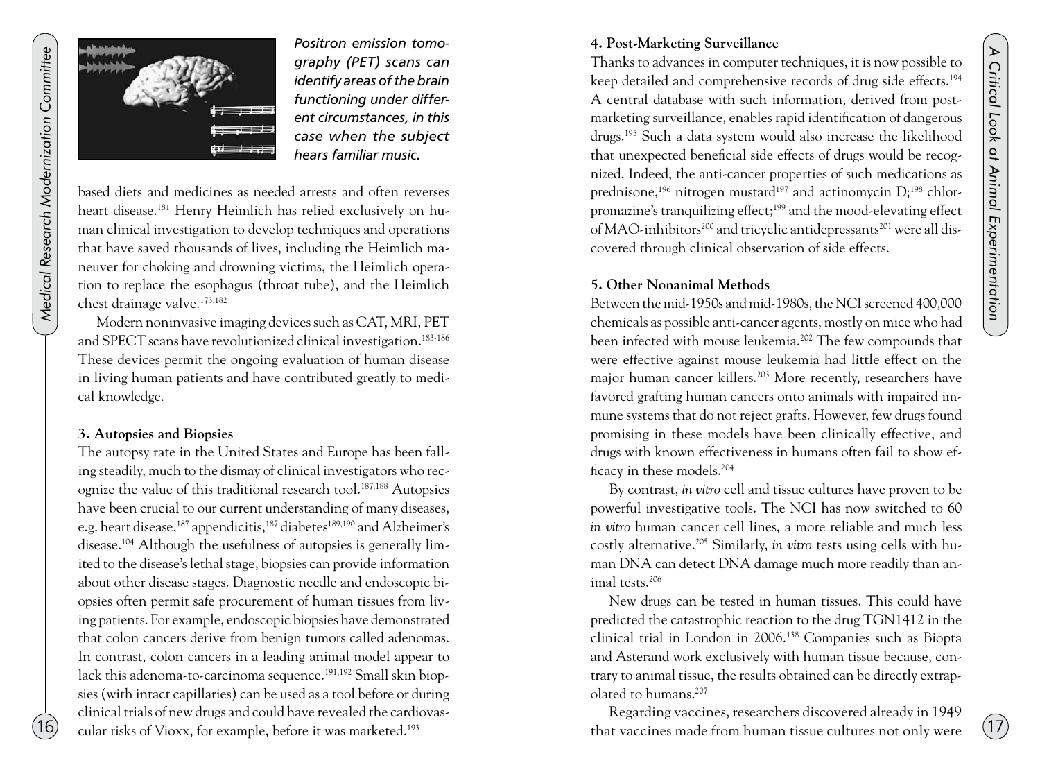*Positron emission tomography (PET) scans can identify areas of the brain functioning under different circumstances, in this case when the subject hears familiar music.*

based diets and medicines as needed arrests and often reverses heart disease.[181] Henry Heimlich has relied exclusively on human clinical investigation to develop techniques and operations that have saved thousands of lives, including the Heimlich maneuver for choking and drowning victims, the Heimlich operation to replace the esophagus (throat tube), and the Heimlich chest drainage valve.[173,182]

Modern noninvasive imaging devices such as CAT, MRI, PET and SPECT scans have revolutionized clinical investigation.[183-186] These devices permit the ongoing evaluation of human disease in living human patients and have contributed greatly to medical knowledge.

#### 3. Autopsies and Biopsies

The autopsy rate in the United States and Europe has been falling steadily, much to the dismay of clinical investigators who recognize the value of this traditional research tool.[187,188] Autopsies have been crucial to our current understanding of many diseases, e.g. heart disease,[187] appendicitis,[187] diabetes[189,190] and Alzheimer's disease.[104] Although the usefulness of autopsies is generally limited to the disease's lethal stage, biopsies can provide information about other disease stages. Diagnostic needle and endoscopic biopsies often permit safe procurement of human tissues from living patients. For example, endoscopic biopsies have demonstrated that colon cancers derive from benign tumors called adenomas. In contrast, colon cancers in a leading animal model appear to lack this adenoma-to-carcinoma sequence.[191,192] Small skin biopsies (with intact capillaries) can be used as a tool before or during clinical trials of new drugs and could have revealed the cardiovascular risks of Vioxx, for example, before it was marketed.[193]

#### 4. Post-Marketing Surveillance

Thanks to advances in computer techniques, it is now possible to keep detailed and comprehensive records of drug side effects.[194] A central database with such information, derived from post-marketing surveillance, enables rapid identification of dangerous drugs.[195] Such a data system would also increase the likelihood that unexpected beneficial side effects of drugs would be recognized. Indeed, the anti-cancer properties of such medications as prednisone,[196] nitrogen mustard[197] and actinomycin D;[198] chlorpromazine's tranquilizing effect;[199] and the mood-elevating effect of MAO-inhibitors[200] and tricyclic antidepressants[201] were all discovered through clinical observation of side effects.

#### 5. Other Nonanimal Methods

Between the mid-1950s and mid-1980s, the NCI screened 400,000 chemicals as possible anti-cancer agents, mostly on mice who had been infected with mouse leukemia.[202] The few compounds that were effective against mouse leukemia had little effect on the major human cancer killers.[203] More recently, researchers have favored grafting human cancers onto animals with impaired immune systems that do not reject grafts. However, few drugs found promising in these models have been clinically effective, and drugs with known effectiveness in humans often fail to show efficacy in these models.[204]

By contrast, *in vitro* cell and tissue cultures have proven to be powerful investigative tools. The NCI has now switched to 60 *in vitro* human cancer cell lines, a more reliable and much less costly alternative.[205] Similarly, *in vitro* tests using cells with human DNA can detect DNA damage much more readily than animal tests.[206]

New drugs can be tested in human tissues. This could have predicted the catastrophic reaction to the drug TGN1412 in the clinical trial in London in 2006.[138] Companies such as Biopta and Asterand work exclusively with human tissue because, contrary to animal tissue, the results obtained can be directly extrapolated to humans.[207]

Regarding vaccines, researchers discovered already in 1949 that vaccines made from human tissue cultures not only were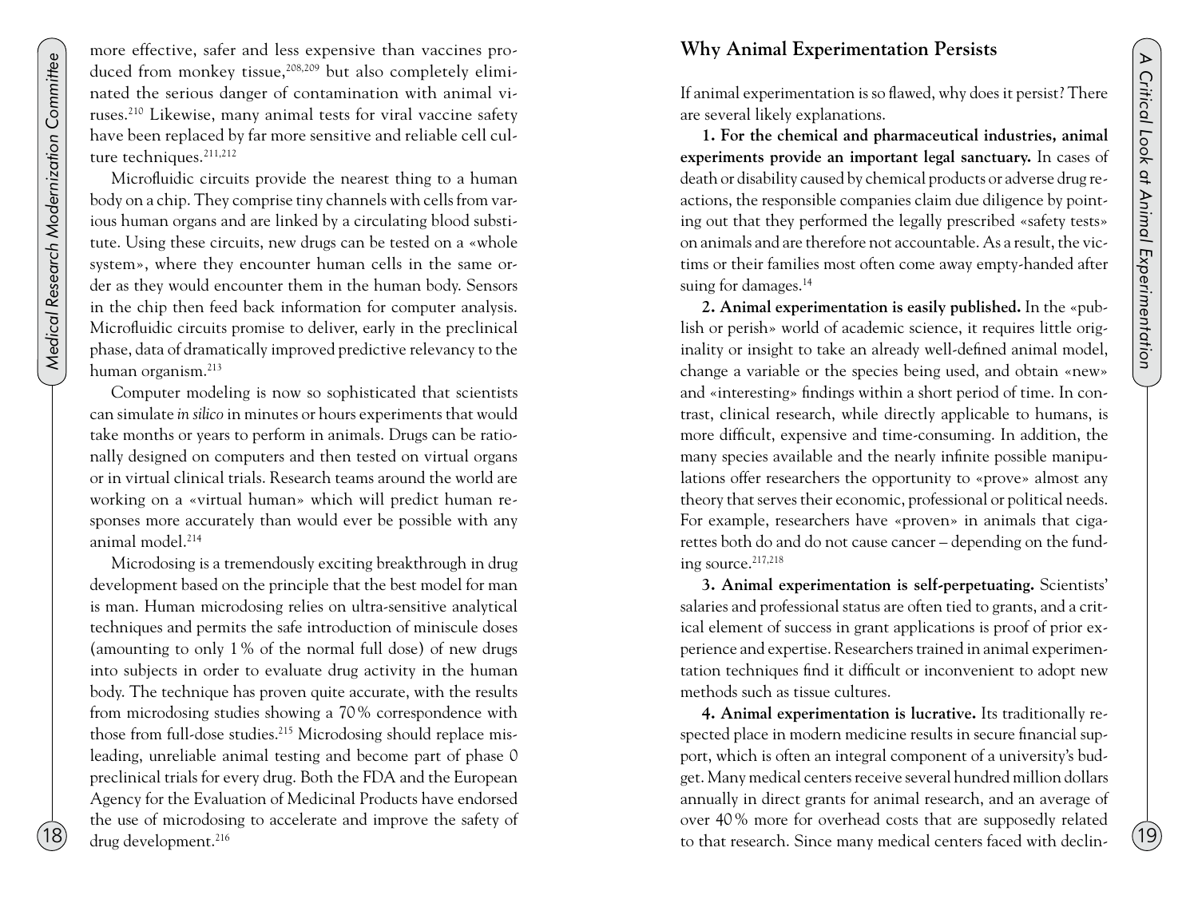more effective, safer and less expensive than vaccines produced from monkey tissue,[208,209] but also completely eliminated the serious danger of contamination with animal viruses.[210] Likewise, many animal tests for viral vaccine safety have been replaced by far more sensitive and reliable cell culture techniques.[211,212]

Microfluidic circuits provide the nearest thing to a human body on a chip. They comprise tiny channels with cells from various human organs and are linked by a circulating blood substitute. Using these circuits, new drugs can be tested on a «whole system», where they encounter human cells in the same order as they would encounter them in the human body. Sensors in the chip then feed back information for computer analysis. Microfluidic circuits promise to deliver, early in the preclinical phase, data of dramatically improved predictive relevancy to the human organism.[213]

Computer modeling is now so sophisticated that scientists can simulate *in silico* in minutes or hours experiments that would take months or years to perform in animals. Drugs can be rationally designed on computers and then tested on virtual organs or in virtual clinical trials. Research teams around the world are working on a «virtual human» which will predict human responses more accurately than would ever be possible with any animal model.[214]

Microdosing is a tremendously exciting breakthrough in drug development based on the principle that the best model for man is man. Human microdosing relies on ultra-sensitive analytical techniques and permits the safe introduction of miniscule doses (amounting to only 1 % of the normal full dose) of new drugs into subjects in order to evaluate drug activity in the human body. The technique has proven quite accurate, with the results from microdosing studies showing a 70 % correspondence with those from full-dose studies.[215] Microdosing should replace misleading, unreliable animal testing and become part of phase 0 preclinical trials for every drug. Both the FDA and the European Agency for the Evaluation of Medicinal Products have endorsed the use of microdosing to accelerate and improve the safety of drug development.[216]

## Why Animal Experimentation Persists

If animal experimentation is so flawed, why does it persist? There are several likely explanations.

**1. For the chemical and pharmaceutical industries, animal experiments provide an important legal sanctuary.** In cases of death or disability caused by chemical products or adverse drug reactions, the responsible companies claim due diligence by pointing out that they performed the legally prescribed «safety tests» on animals and are therefore not accountable. As a result, the victims or their families most often come away empty-handed after suing for damages.[14]

**2. Animal experimentation is easily published.** In the «publish or perish» world of academic science, it requires little originality or insight to take an already well-defined animal model, change a variable or the species being used, and obtain «new» and «interesting» findings within a short period of time. In contrast, clinical research, while directly applicable to humans, is more difficult, expensive and time-consuming. In addition, the many species available and the nearly infinite possible manipulations offer researchers the opportunity to «prove» almost any theory that serves their economic, professional or political needs. For example, researchers have «proven» in animals that cigarettes both do and do not cause cancer – depending on the funding source.[217,218]

**3. Animal experimentation is self-perpetuating.** Scientists' salaries and professional status are often tied to grants, and a critical element of success in grant applications is proof of prior experience and expertise. Researchers trained in animal experimentation techniques find it difficult or inconvenient to adopt new methods such as tissue cultures.

**4. Animal experimentation is lucrative.** Its traditionally respected place in modern medicine results in secure financial support, which is often an integral component of a university's budget. Many medical centers receive several hundred million dollars annually in direct grants for animal research, and an average of over 40 % more for overhead costs that are supposedly related to that research. Since many medical centers faced with declin-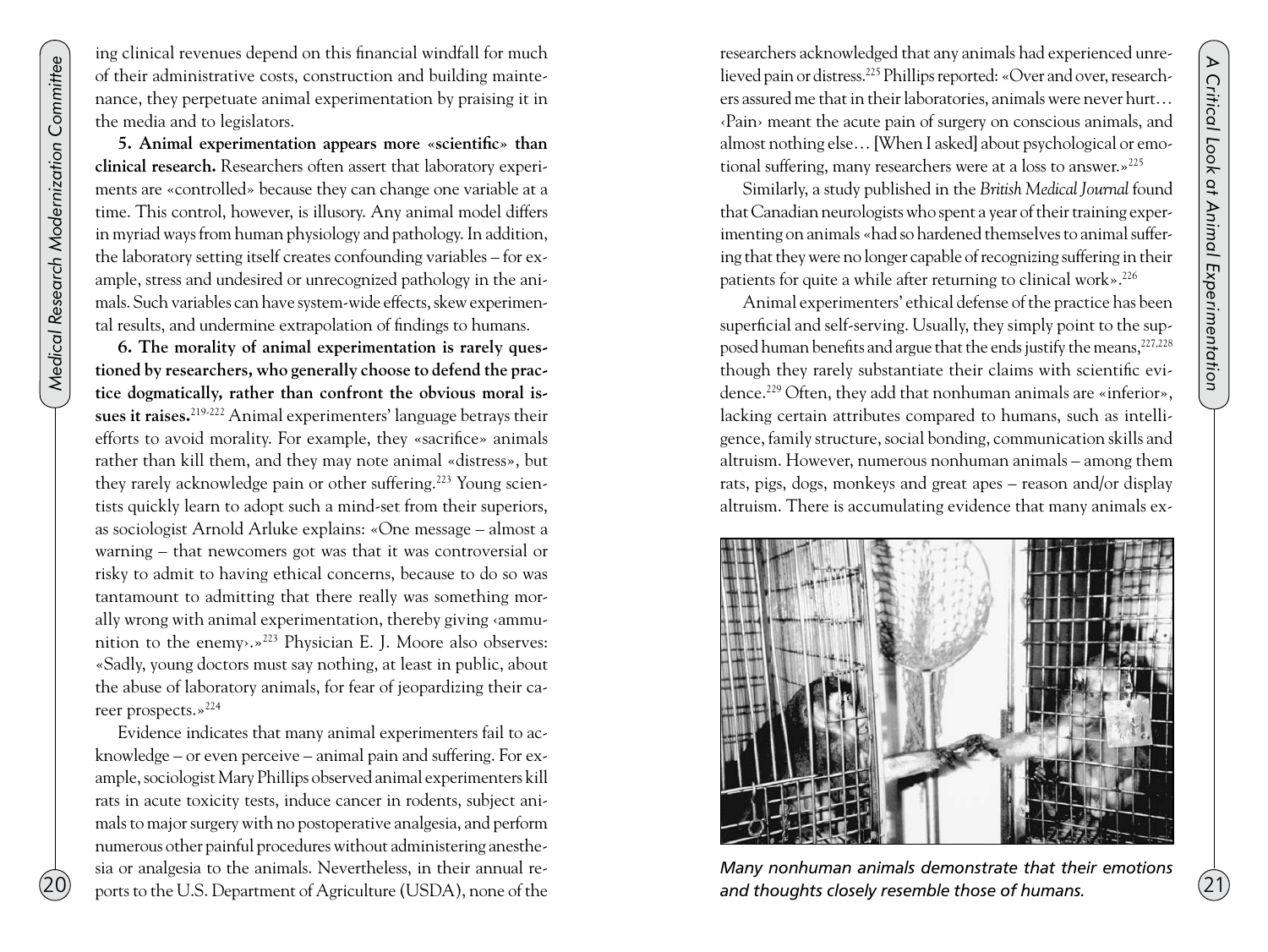ing clinical revenues depend on this financial windfall for much of their administrative costs, construction and building maintenance, they perpetuate animal experimentation by praising it in the media and to legislators.

**5. Animal experimentation appears more «scientific» than clinical research.** Researchers often assert that laboratory experiments are «controlled» because they can change one variable at a time. This control, however, is illusory. Any animal model differs in myriad ways from human physiology and pathology. In addition, the laboratory setting itself creates confounding variables – for example, stress and undesired or unrecognized pathology in the animals. Such variables can have system-wide effects, skew experimental results, and undermine extrapolation of findings to humans.

**6. The morality of animal experimentation is rarely questioned by researchers, who generally choose to defend the practice dogmatically, rather than confront the obvious moral issues it raises.**[219-222] Animal experimenters' language betrays their efforts to avoid morality. For example, they «sacrifice» animals rather than kill them, and they may note animal «distress», but they rarely acknowledge pain or other suffering.[223] Young scientists quickly learn to adopt such a mind-set from their superiors, as sociologist Arnold Arluke explains: «One message – almost a warning – that newcomers got was that it was controversial or risky to admit to having ethical concerns, because to do so was tantamount to admitting that there really was something morally wrong with animal experimentation, thereby giving ‹ammunition to the enemy›.»[223] Physician E. J. Moore also observes: «Sadly, young doctors must say nothing, at least in public, about the abuse of laboratory animals, for fear of jeopardizing their career prospects.»[224]

Evidence indicates that many animal experimenters fail to acknowledge – or even perceive – animal pain and suffering. For example, sociologist Mary Phillips observed animal experimenters kill rats in acute toxicity tests, induce cancer in rodents, subject animals to major surgery with no postoperative analgesia, and perform numerous other painful procedures without administering anesthesia or analgesia to the animals. Nevertheless, in their annual reports to the U.S. Department of Agriculture (USDA), none of the researchers acknowledged that any animals had experienced unrelieved pain or distress.[225] Phillips reported: «Over and over, researchers assured me that in their laboratories, animals were never hurt… ‹Pain› meant the acute pain of surgery on conscious animals, and almost nothing else… [When I asked] about psychological or emotional suffering, many researchers were at a loss to answer.»[225]

Similarly, a study published in the *British Medical Journal* found that Canadian neurologists who spent a year of their training experimenting on animals «had so hardened themselves to animal suffering that they were no longer capable of recognizing suffering in their patients for quite a while after returning to clinical work».[226]

Animal experimenters' ethical defense of the practice has been superficial and self-serving. Usually, they simply point to the supposed human benefits and argue that the ends justify the means,[227,228] though they rarely substantiate their claims with scientific evidence.[229] Often, they add that nonhuman animals are «inferior», lacking certain attributes compared to humans, such as intelligence, family structure, social bonding, communication skills and altruism. However, numerous nonhuman animals – among them rats, pigs, dogs, monkeys and great apes – reason and/or display altruism. There is accumulating evidence that many animals ex-

*Many nonhuman animals demonstrate that their emotions and thoughts closely resemble those of humans.*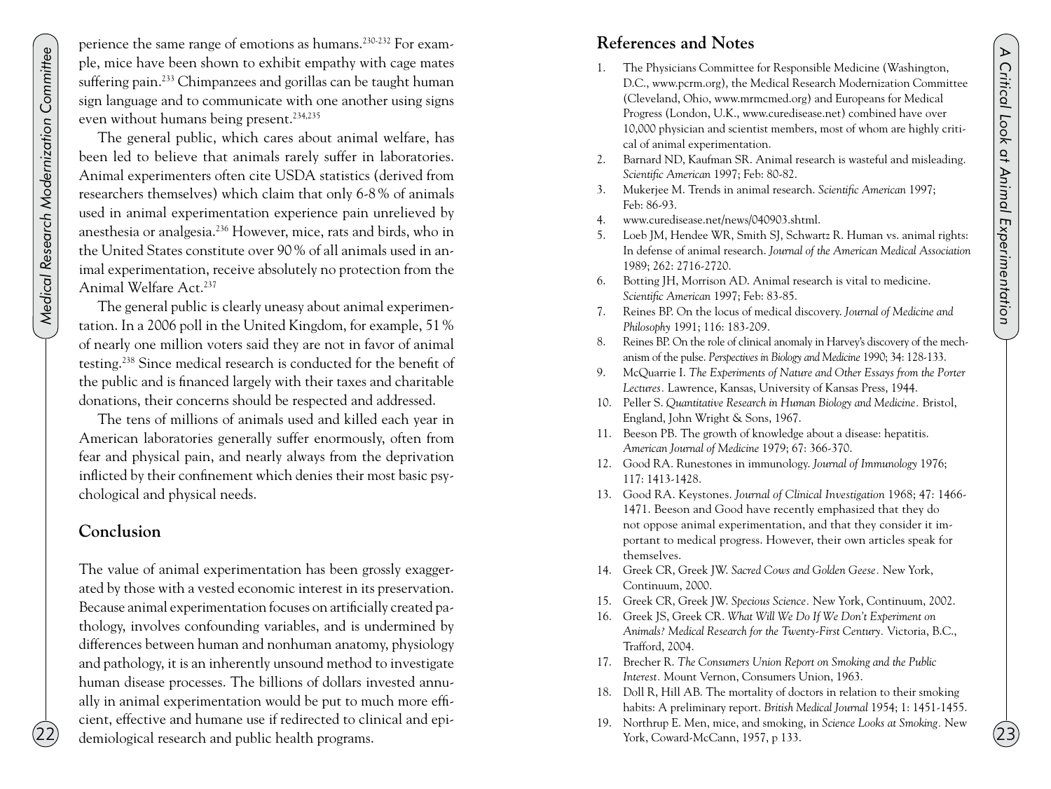perience the same range of emotions as humans.[230-232] For example, mice have been shown to exhibit empathy with cage mates suffering pain.[233] Chimpanzees and gorillas can be taught human sign language and to communicate with one another using signs even without humans being present.[234,235]

The general public, which cares about animal welfare, has been led to believe that animals rarely suffer in laboratories. Animal experimenters often cite USDA statistics (derived from researchers themselves) which claim that only 6-8 % of animals used in animal experimentation experience pain unrelieved by anesthesia or analgesia.[236] However, mice, rats and birds, who in the United States constitute over 90 % of all animals used in animal experimentation, receive absolutely no protection from the Animal Welfare Act.[237]

The general public is clearly uneasy about animal experimentation. In a 2006 poll in the United Kingdom, for example, 51 % of nearly one million voters said they are not in favor of animal testing.[238] Since medical research is conducted for the benefit of the public and is financed largely with their taxes and charitable donations, their concerns should be respected and addressed.

The tens of millions of animals used and killed each year in American laboratories generally suffer enormously, often from fear and physical pain, and nearly always from the deprivation inflicted by their confinement which denies their most basic psychological and physical needs.

## Conclusion

The value of animal experimentation has been grossly exaggerated by those with a vested economic interest in its preservation. Because animal experimentation focuses on artificially created pathology, involves confounding variables, and is undermined by differences between human and nonhuman anatomy, physiology and pathology, it is an inherently unsound method to investigate human disease processes. The billions of dollars invested annually in animal experimentation would be put to much more efficient, effective and humane use if redirected to clinical and epidemiological research and public health programs.

## References and Notes

1. The Physicians Committee for Responsible Medicine (Washington, D.C., www.pcrm.org), the Medical Research Modernization Committee (Cleveland, Ohio, www.mrmcmed.org) and Europeans for Medical Progress (London, U.K., www.curedisease.net) combined have over 10,000 physician and scientist members, most of whom are highly critical of animal experimentation.
2. Barnard ND, Kaufman SR. Animal research is wasteful and misleading. *Scientific American* 1997; Feb: 80-82.
3. Mukerjee M. Trends in animal research. *Scientific American* 1997; Feb: 86-93.
4. www.curedisease.net/news/040903.shtml.
5. Loeb JM, Hendee WR, Smith SJ, Schwartz R. Human vs. animal rights: In defense of animal research. *Journal of the American Medical Association* 1989; 262: 2716-2720.
6. Botting JH, Morrison AD. Animal research is vital to medicine. *Scientific American* 1997; Feb: 83-85.
7. Reines BP. On the locus of medical discovery. *Journal of Medicine and Philosophy* 1991; 116: 183-209.
8. Reines BP. On the role of clinical anomaly in Harvey's discovery of the mechanism of the pulse. *Perspectives in Biology and Medicine* 1990; 34: 128-133.
9. McQuarrie I. *The Experiments of Nature and Other Essays from the Porter Lectures*. Lawrence, Kansas, University of Kansas Press, 1944.
10. Peller S. *Quantitative Research in Human Biology and Medicine*. Bristol, England, John Wright & Sons, 1967.
11. Beeson PB. The growth of knowledge about a disease: hepatitis. *American Journal of Medicine* 1979; 67: 366-370.
12. Good RA. Runestones in immunology. *Journal of Immunology* 1976; 117: 1413-1428.
13. Good RA. Keystones. *Journal of Clinical Investigation* 1968; 47: 1466-1471. Beeson and Good have recently emphasized that they do not oppose animal experimentation, and that they consider it important to medical progress. However, their own articles speak for themselves.
14. Greek CR, Greek JW. *Sacred Cows and Golden Geese*. New York, Continuum, 2000.
15. Greek CR, Greek JW. *Specious Science*. New York, Continuum, 2002.
16. Greek JS, Greek CR. *What Will We Do If We Don't Experiment on Animals? Medical Research for the Twenty-First Century*. Victoria, B.C., Trafford, 2004.
17. Brecher R. *The Consumers Union Report on Smoking and the Public Interest*. Mount Vernon, Consumers Union, 1963.
18. Doll R, Hill AB. The mortality of doctors in relation to their smoking habits: A preliminary report. *British Medical Journal* 1954; 1: 1451-1455.
19. Northrup E. Men, mice, and smoking, in *Science Looks at Smoking*. New York, Coward-McCann, 1957, p 133.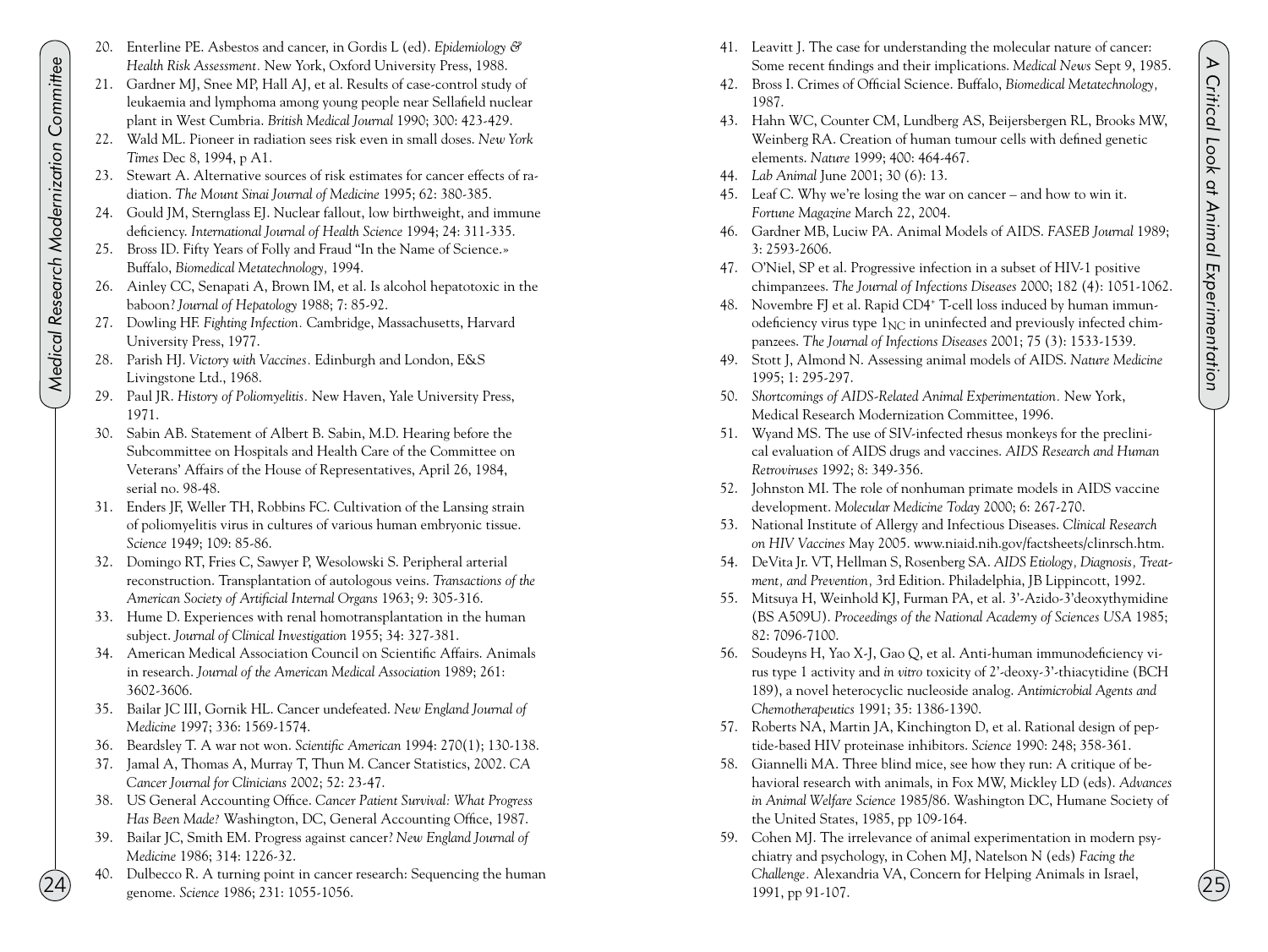20. Enterline PE. Asbestos and cancer, in Gordis L (ed). *Epidemiology & Health Risk Assessment.* New York, Oxford University Press, 1988.
21. Gardner MJ, Snee MP, Hall AJ, et al. Results of case-control study of leukaemia and lymphoma among young people near Sellafield nuclear plant in West Cumbria. *British Medical Journal* 1990; 300: 423-429.
22. Wald ML. Pioneer in radiation sees risk even in small doses. *New York Times* Dec 8, 1994, p A1.
23. Stewart A. Alternative sources of risk estimates for cancer effects of radiation. *The Mount Sinai Journal of Medicine* 1995; 62: 380-385.
24. Gould JM, Sternglass EJ. Nuclear fallout, low birthweight, and immune deficiency. *International Journal of Health Science* 1994; 24: 311-335.
25. Bross ID. Fifty Years of Folly and Fraud "In the Name of Science.» Buffalo, *Biomedical Metatechnology,* 1994.
26. Ainley CC, Senapati A, Brown IM, et al. Is alcohol hepatotoxic in the baboon? *Journal of Hepatology* 1988; 7: 85-92.
27. Dowling HF. *Fighting Infection.* Cambridge, Massachusetts, Harvard University Press, 1977.
28. Parish HJ. *Victory with Vaccines.* Edinburgh and London, E&S Livingstone Ltd., 1968.
29. Paul JR. *History of Poliomyelitis.* New Haven, Yale University Press, 1971.
30. Sabin AB. Statement of Albert B. Sabin, M.D. Hearing before the Subcommittee on Hospitals and Health Care of the Committee on Veterans' Affairs of the House of Representatives, April 26, 1984, serial no. 98-48.
31. Enders JF, Weller TH, Robbins FC. Cultivation of the Lansing strain of poliomyelitis virus in cultures of various human embryonic tissue. *Science* 1949; 109: 85-86.
32. Domingo RT, Fries C, Sawyer P, Wesolowski S. Peripheral arterial reconstruction. Transplantation of autologous veins. *Transactions of the American Society of Artificial Internal Organs* 1963; 9: 305-316.
33. Hume D. Experiences with renal homotransplantation in the human subject. *Journal of Clinical Investigation* 1955; 34: 327-381.
34. American Medical Association Council on Scientific Affairs. Animals in research. *Journal of the American Medical Association* 1989; 261: 3602-3606.
35. Bailar JC III, Gornik HL. Cancer undefeated. *New England Journal of Medicine* 1997; 336: 1569-1574.
36. Beardsley T. A war not won. *Scientific American* 1994: 270(1); 130-138.
37. Jamal A, Thomas A, Murray T, Thun M. Cancer Statistics, 2002. *CA Cancer Journal for Clinicians* 2002; 52: 23-47.
38. US General Accounting Office. *Cancer Patient Survival: What Progress Has Been Made?* Washington, DC, General Accounting Office, 1987.
39. Bailar JC, Smith EM. Progress against cancer? *New England Journal of Medicine* 1986; 314: 1226-32.
40. Dulbecco R. A turning point in cancer research: Sequencing the human genome. *Science* 1986; 231: 1055-1056.
41. Leavitt J. The case for understanding the molecular nature of cancer: Some recent findings and their implications. *Medical News* Sept 9, 1985.
42. Bross I. Crimes of Official Science. Buffalo, *Biomedical Metatechnology,* 1987.
43. Hahn WC, Counter CM, Lundberg AS, Beijersbergen RL, Brooks MW, Weinberg RA. Creation of human tumour cells with defined genetic elements. *Nature* 1999; 400: 464-467.
44. *Lab Animal* June 2001; 30 (6): 13.
45. Leaf C. Why we're losing the war on cancer – and how to win it. *Fortune Magazine* March 22, 2004.
46. Gardner MB, Luciw PA. Animal Models of AIDS. *FASEB Journal* 1989; 3: 2593-2606.
47. O'Niel, SP et al. Progressive infection in a subset of HIV-1 positive chimpanzees. *The Journal of Infectious Diseases* 2000; 182 (4): 1051-1062.
48. Novembre FJ et al. Rapid CD4+ T-cell loss induced by human immunodeficiency virus type $1_{NC}$ in uninfected and previously infected chimpanzees. *The Journal of Infectious Diseases* 2001; 75 (3): 1533-1539.
49. Stott J, Almond N. Assessing animal models of AIDS. *Nature Medicine* 1995; 1: 295-297.
50. *Shortcomings of AIDS-Related Animal Experimentation.* New York, Medical Research Modernization Committee, 1996.
51. Wyand MS. The use of SIV-infected rhesus monkeys for the preclinical evaluation of AIDS drugs and vaccines. *AIDS Research and Human Retroviruses* 1992; 8: 349-356.
52. Johnston MI. The role of nonhuman primate models in AIDS vaccine development. *Molecular Medicine Today* 2000; 6: 267-270.
53. National Institute of Allergy and Infectious Diseases. *Clinical Research on HIV Vaccines* May 2005. www.niaid.nih.gov/factsheets/clinrsch.htm.
54. DeVita Jr. VT, Hellman S, Rosenberg SA. *AIDS Etiology, Diagnosis, Treatment, and Prevention,* 3rd Edition. Philadelphia, JB Lippincott, 1992.
55. Mitsuya H, Weinhold KJ, Furman PA, et al. 3'-Azido-3'deoxythymidine (BS A509U). *Proceedings of the National Academy of Sciences USA* 1985; 82: 7096-7100.
56. Soudeyns H, Yao X-J, Gao Q, et al. Anti-human immunodeficiency virus type 1 activity and *in vitro* toxicity of 2'-deoxy-3'-thiacytidine (BCH 189), a novel heterocyclic nucleoside analog. *Antimicrobial Agents and Chemotherapeutics* 1991; 35: 1386-1390.
57. Roberts NA, Martin JA, Kinchington D, et al. Rational design of peptide-based HIV proteinase inhibitors. *Science* 1990: 248; 358-361.
58. Giannelli MA. Three blind mice, see how they run: A critique of behavioral research with animals, in Fox MW, Mickley LD (eds). *Advances in Animal Welfare Science* 1985/86. Washington DC, Humane Society of the United States, 1985, pp 109-164.
59. Cohen MJ. The irrelevance of animal experimentation in modern psychiatry and psychology, in Cohen MJ, Natelson N (eds) *Facing the Challenge.* Alexandria VA, Concern for Helping Animals in Israel, 1991, pp 91-107.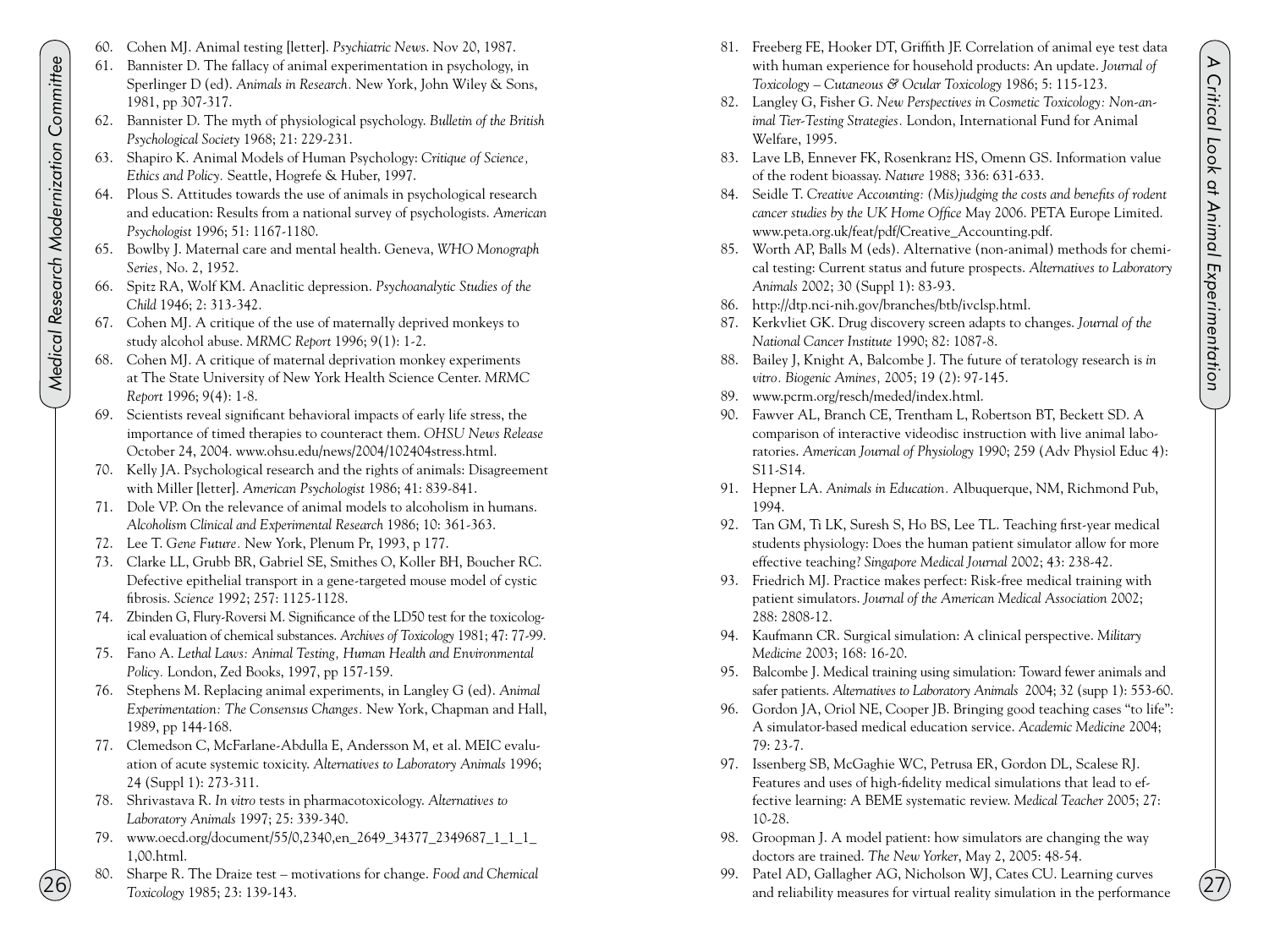60. Cohen MJ. Animal testing [letter]. *Psychiatric News*. Nov 20, 1987.
61. Bannister D. The fallacy of animal experimentation in psychology, in Sperlinger D (ed). *Animals in Research.* New York, John Wiley & Sons, 1981, pp 307-317.
62. Bannister D. The myth of physiological psychology. *Bulletin of the British Psychological Society* 1968; 21: 229-231.
63. Shapiro K. Animal Models of Human Psychology: *Critique of Science, Ethics and Policy.* Seattle, Hogrefe & Huber, 1997.
64. Plous S. Attitudes towards the use of animals in psychological research and education: Results from a national survey of psychologists. *American Psychologist* 1996; 51: 1167-1180.
65. Bowlby J. Maternal care and mental health. Geneva, *WHO Monograph Series,* No. 2, 1952.
66. Spitz RA, Wolf KM. Anaclitic depression. *Psychoanalytic Studies of the Child* 1946; 2: 313-342.
67. Cohen MJ. A critique of the use of maternally deprived monkeys to study alcohol abuse. *MRMC Report* 1996; 9(1): 1-2.
68. Cohen MJ. A critique of maternal deprivation monkey experiments at The State University of New York Health Science Center. *MRMC Report* 1996; 9(4): 1-8.
69. Scientists reveal significant behavioral impacts of early life stress, the importance of timed therapies to counteract them. *OHSU News Release* October 24, 2004. www.ohsu.edu/news/2004/102404stress.html.
70. Kelly JA. Psychological research and the rights of animals: Disagreement with Miller [letter]. *American Psychologist* 1986; 41: 839-841.
71. Dole VP. On the relevance of animal models to alcoholism in humans. *Alcoholism Clinical and Experimental Research* 1986; 10: 361-363.
72. Lee T. *Gene Future.* New York, Plenum Pr, 1993, p 177.
73. Clarke LL, Grubb BR, Gabriel SE, Smithes O, Koller BH, Boucher RC. Defective epithelial transport in a gene-targeted mouse model of cystic fibrosis. *Science* 1992; 257: 1125-1128.
74. Zbinden G, Flury-Roversi M. Significance of the LD50 test for the toxicological evaluation of chemical substances. *Archives of Toxicology* 1981; 47: 77-99.
75. Fano A. *Lethal Laws: Animal Testing, Human Health and Environmental Policy.* London, Zed Books, 1997, pp 157-159.
76. Stephens M. Replacing animal experiments, in Langley G (ed). *Animal Experimentation: The Consensus Changes.* New York, Chapman and Hall, 1989, pp 144-168.
77. Clemedson C, McFarlane-Abdulla E, Andersson M, et al. MEIC evaluation of acute systemic toxicity. *Alternatives to Laboratory Animals* 1996; 24 (Suppl 1): 273-311.
78. Shrivastava R. *In vitro* tests in pharmacotoxicology. *Alternatives to Laboratory Animals* 1997; 25: 339-340.
79. www.oecd.org/document/55/0,2340,en_2649_34377_2349687_1_1_1_1,00.html.
80. Sharpe R. The Draize test – motivations for change. *Food and Chemical Toxicology* 1985; 23: 139-143.
81. Freeberg FE, Hooker DT, Griffith JF. Correlation of animal eye test data with human experience for household products: An update. *Journal of Toxicology – Cutaneous & Ocular Toxicology* 1986; 5: 115-123.
82. Langley G, Fisher G. *New Perspectives in Cosmetic Toxicology: Non-animal Tier-Testing Strategies.* London, International Fund for Animal Welfare, 1995.
83. Lave LB, Ennever FK, Rosenkranz HS, Omenn GS. Information value of the rodent bioassay. *Nature* 1988; 336: 631-633.
84. Seidle T. *Creative Accounting: (Mis)judging the costs and benefits of rodent cancer studies by the UK Home Office* May 2006. PETA Europe Limited. www.peta.org.uk/feat/pdf/Creative_Accounting.pdf.
85. Worth AP, Balls M (eds). Alternative (non-animal) methods for chemical testing: Current status and future prospects. *Alternatives to Laboratory Animals* 2002; 30 (Suppl 1): 83-93.
86. http://dtp.nci-nih.gov/branches/btb/ivclsp.html.
87. Kerkvliet GK. Drug discovery screen adapts to changes. *Journal of the National Cancer Institute* 1990; 82: 1087-8.
88. Bailey J, Knight A, Balcombe J. The future of teratology research is *in vitro*. *Biogenic Amines,* 2005; 19 (2): 97-145.
89. www.pcrm.org/resch/meded/index.html.
90. Fawver AL, Branch CE, Trentham L, Robertson BT, Beckett SD. A comparison of interactive videodisc instruction with live animal laboratories. *American Journal of Physiology* 1990; 259 (Adv Physiol Educ 4): S11-S14.
91. Hepner LA. *Animals in Education.* Albuquerque, NM, Richmond Pub, 1994.
92. Tan GM, Ti LK, Suresh S, Ho BS, Lee TL. Teaching first-year medical students physiology: Does the human patient simulator allow for more effective teaching? *Singapore Medical Journal* 2002; 43: 238-42.
93. Friedrich MJ. Practice makes perfect: Risk-free medical training with patient simulators. *Journal of the American Medical Association* 2002; 288: 2808-12.
94. Kaufmann CR. Surgical simulation: A clinical perspective. *Military Medicine* 2003; 168: 16-20.
95. Balcombe J. Medical training using simulation: Toward fewer animals and safer patients. *Alternatives to Laboratory Animals* 2004; 32 (supp 1): 553-60.
96. Gordon JA, Oriol NE, Cooper JB. Bringing good teaching cases "to life": A simulator-based medical education service. *Academic Medicine* 2004; 79: 23-7.
97. Issenberg SB, McGaghie WC, Petrusa ER, Gordon DL, Scalese RJ. Features and uses of high-fidelity medical simulations that lead to effective learning: A BEME systematic review. *Medical Teacher* 2005; 27: 10-28.
98. Groopman J. A model patient: how simulators are changing the way doctors are trained. *The New Yorker*, May 2, 2005: 48-54.
99. Patel AD, Gallagher AG, Nicholson WJ, Cates CU. Learning curves and reliability measures for virtual reality simulation in the performance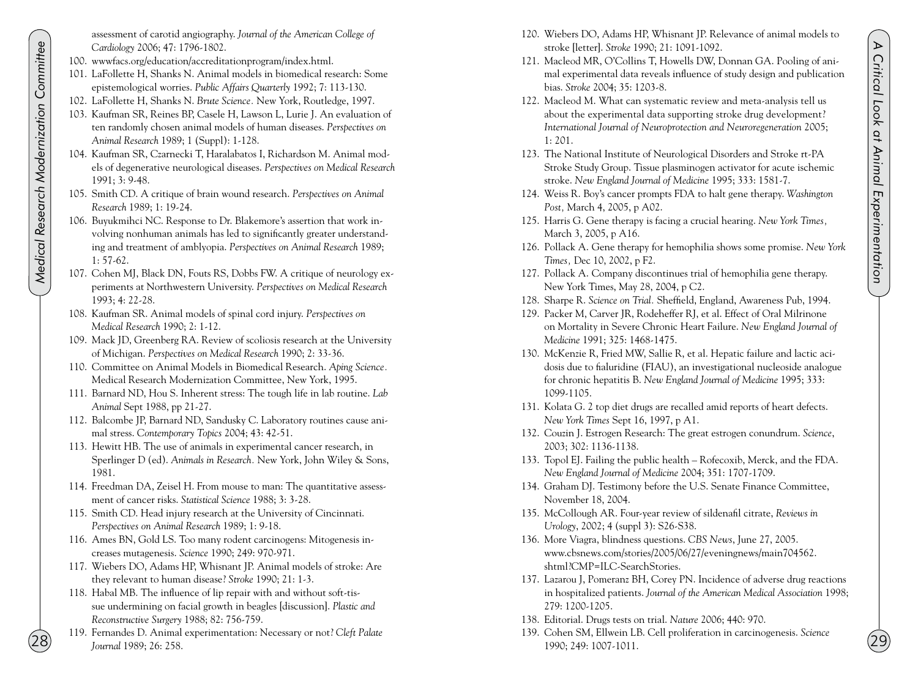assessment of carotid angiography. *Journal of the American College of Cardiology* 2006; 47: 1796-1802.

100. wwwfacs.org/education/accreditationprogram/index.html.
101. LaFollette H, Shanks N. Animal models in biomedical research: Some epistemological worries. *Public Affairs Quarterly* 1992; 7: 113-130.
102. LaFollette H, Shanks N. *Brute Science.* New York, Routledge, 1997.
103. Kaufman SR, Reines BP, Casele H, Lawson L, Lurie J. An evaluation of ten randomly chosen animal models of human diseases. *Perspectives on Animal Research* 1989; 1 (Suppl): 1-128.
104. Kaufman SR, Czarnecki T, Haralabatos I, Richardson M. Animal models of degenerative neurological diseases. *Perspectives on Medical Research* 1991; 3: 9-48.
105. Smith CD. A critique of brain wound research. *Perspectives on Animal Research* 1989; 1: 19-24.
106. Buyukmihci NC. Response to Dr. Blakemore's assertion that work involving nonhuman animals has led to significantly greater understanding and treatment of amblyopia. *Perspectives on Animal Research* 1989; 1: 57-62.
107. Cohen MJ, Black DN, Fouts RS, Dobbs FW. A critique of neurology experiments at Northwestern University. *Perspectives on Medical Research* 1993; 4: 22-28.
108. Kaufman SR. Animal models of spinal cord injury. *Perspectives on Medical Research* 1990; 2: 1-12.
109. Mack JD, Greenberg RA. Review of scoliosis research at the University of Michigan. *Perspectives on Medical Research* 1990; 2: 33-36.
110. Committee on Animal Models in Biomedical Research. *Aping Science.* Medical Research Modernization Committee, New York, 1995.
111. Barnard ND, Hou S. Inherent stress: The tough life in lab routine. *Lab Animal* Sept 1988, pp 21-27.
112. Balcombe JP, Barnard ND, Sandusky C. Laboratory routines cause animal stress. *Contemporary Topics* 2004; 43: 42-51.
113. Hewitt HB. The use of animals in experimental cancer research, in Sperlinger D (ed). *Animals in Research.* New York, John Wiley & Sons, 1981.
114. Freedman DA, Zeisel H. From mouse to man: The quantitative assessment of cancer risks. *Statistical Science* 1988; 3: 3-28.
115. Smith CD. Head injury research at the University of Cincinnati. *Perspectives on Animal Research* 1989; 1: 9-18.
116. Ames BN, Gold LS. Too many rodent carcinogens: Mitogenesis increases mutagenesis. *Science* 1990; 249: 970-971.
117. Wiebers DO, Adams HP, Whisnant JP. Animal models of stroke: Are they relevant to human disease? *Stroke* 1990; 21: 1-3.
118. Habal MB. The influence of lip repair with and without soft-tissue undermining on facial growth in beagles [discussion]. *Plastic and Reconstructive Surgery* 1988; 82: 756-759.
119. Fernandes D. Animal experimentation: Necessary or not? *Cleft Palate Journal* 1989; 26: 258.
120. Wiebers DO, Adams HP, Whisnant JP. Relevance of animal models to stroke [letter]. *Stroke* 1990; 21: 1091-1092.
121. Macleod MR, O'Collins T, Howells DW, Donnan GA. Pooling of animal experimental data reveals influence of study design and publication bias. *Stroke* 2004; 35: 1203-8.
122. Macleod M. What can systematic review and meta-analysis tell us about the experimental data supporting stroke drug development? *International Journal of Neuroprotection and Neuroregeneration* 2005; 1: 201.
123. The National Institute of Neurological Disorders and Stroke rt-PA Stroke Study Group. Tissue plasminogen activator for acute ischemic stroke. *New England Journal of Medicine* 1995; 333: 1581-7.
124. Weiss R. Boy's cancer prompts FDA to halt gene therapy. *Washington Post,* March 4, 2005, p A02.
125. Harris G. Gene therapy is facing a crucial hearing. *New York Times,* March 3, 2005, p A16.
126. Pollack A. Gene therapy for hemophilia shows some promise. *New York Times,* Dec 10, 2002, p F2.
127. Pollack A. Company discontinues trial of hemophilia gene therapy. New York Times, May 28, 2004, p C2.
128. Sharpe R. *Science on Trial.* Sheffield, England, Awareness Pub, 1994.
129. Packer M, Carver JR, Rodeheffer RJ, et al. Effect of Oral Milrinone on Mortality in Severe Chronic Heart Failure. *New England Journal of Medicine* 1991; 325: 1468-1475.
130. McKenzie R, Fried MW, Sallie R, et al. Hepatic failure and lactic acidosis due to fialuridine (FIAU), an investigational nucleoside analogue for chronic hepatitis B. *New England Journal of Medicine* 1995; 333: 1099-1105.
131. Kolata G. 2 top diet drugs are recalled amid reports of heart defects. *New York Times* Sept 16, 1997, p A1.
132. Couzin J. Estrogen Research: The great estrogen conundrum. *Science*, 2003; 302: 1136-1138.
133. Topol EJ. Failing the public health – Rofecoxib, Merck, and the FDA. *New England Journal of Medicine* 2004; 351: 1707-1709.
134. Graham DJ. Testimony before the U.S. Senate Finance Committee, November 18, 2004.
135. McCollough AR. Four-year review of sildenafil citrate, *Reviews in Urology*, 2002; 4 (suppl 3): S26-S38.
136. More Viagra, blindness questions. *CBS News*, June 27, 2005. www.cbsnews.com/stories/2005/06/27/eveningnews/main704562.shtml?CMP=ILC-SearchStories.
137. Lazarou J, Pomeranz BH, Corey PN. Incidence of adverse drug reactions in hospitalized patients. *Journal of the American Medical Association* 1998; 279: 1200-1205.
138. Editorial. Drugs tests on trial. *Nature* 2006; 440: 970.
139. Cohen SM, Ellwein LB. Cell proliferation in carcinogenesis. *Science* 1990; 249: 1007-1011.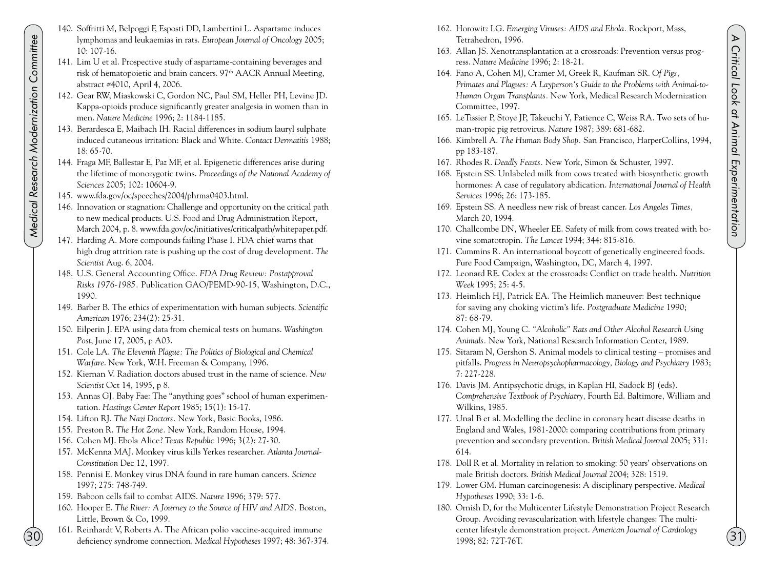140. Soffritti M, Belpoggi F, Esposti DD, Lambertini L. Aspartame induces lymphomas and leukaemias in rats. *European Journal of Oncology* 2005; 10: 107-16.
141. Lim U et al. Prospective study of aspartame-containing beverages and risk of hematopoietic and brain cancers. 97th AACR Annual Meeting, abstract #4010, April 4, 2006.
142. Gear RW, Miaskowski C, Gordon NC, Paul SM, Heller PH, Levine JD. Kappa-opioids produce significantly greater analgesia in women than in men. *Nature Medicine* 1996; 2: 1184-1185.
143. Berardesca E, Maibach IH. Racial differences in sodium lauryl sulphate induced cutaneous irritation: Black and White. *Contact Dermatitis* 1988; 18: 65-70.
144. Fraga MF, Ballestar E, Paz MF, et al. Epigenetic differences arise during the lifetime of monozygotic twins. *Proceedings of the National Academy of Sciences* 2005; 102: 10604-9.
145. www.fda.gov/oc/speeches/2004/phrma0403.html.
146. Innovation or stagnation: Challenge and opportunity on the critical path to new medical products. U.S. Food and Drug Administration Report, March 2004, p. 8. www.fda.gov/oc/initiatives/criticalpath/whitepaper.pdf.
147. Harding A. More compounds failing Phase I. FDA chief warns that high drug attrition rate is pushing up the cost of drug development. *The Scientist* Aug. 6, 2004.
148. U.S. General Accounting Office. *FDA Drug Review: Postapproval Risks 1976-1985.* Publication GAO/PEMD-90-15, Washington, D.C., 1990.
149. Barber B. The ethics of experimentation with human subjects. *Scientific American* 1976; 234(2): 25-31.
150. Eilperin J. EPA using data from chemical tests on humans. *Washington Post*, June 17, 2005, p A03.
151. Cole LA. *The Eleventh Plague: The Politics of Biological and Chemical Warfare*. New York, W.H. Freeman & Company, 1996.
152. Kiernan V. Radiation doctors abused trust in the name of science. *New Scientist* Oct 14, 1995, p 8.
153. Annas GJ. Baby Fae: The "anything goes" school of human experimentation. *Hastings Center Report* 1985; 15(1): 15-17.
154. Lifton RJ. *The Nazi Doctors.* New York, Basic Books, 1986.
155. Preston R. *The Hot Zone.* New York, Random House, 1994.
156. Cohen MJ. Ebola Alice? *Texas Republic* 1996; 3(2): 27-30.
157. McKenna MAJ. Monkey virus kills Yerkes researcher. *Atlanta Journal-Constitution* Dec 12, 1997.
158. Pennisi E. Monkey virus DNA found in rare human cancers. *Science* 1997; 275: 748-749.
159. Baboon cells fail to combat AIDS. *Nature* 1996; 379: 577.
160. Hooper E. *The River: A Journey to the Source of HIV and AIDS.* Boston, Little, Brown & Co, 1999.
161. Reinhardt V, Roberts A. The African polio vaccine-acquired immune deficiency syndrome connection. *Medical Hypotheses* 1997; 48: 367-374.
162. Horowitz LG. *Emerging Viruses: AIDS and Ebola.* Rockport, Mass, Tetrahedron, 1996.
163. Allan JS. Xenotransplantation at a crossroads: Prevention versus progress. *Nature Medicine* 1996; 2: 18-21.
164. Fano A, Cohen MJ, Cramer M, Greek R, Kaufman SR. *Of Pigs, Primates and Plagues: A Layperson's Guide to the Problems with Animal-to-Human Organ Transplants.* New York, Medical Research Modernization Committee, 1997.
165. LeTissier P, Stoye JP, Takeuchi Y, Patience C, Weiss RA. Two sets of human-tropic pig retrovirus. *Nature* 1987; 389: 681-682.
166. Kimbrell A. *The Human Body Shop.* San Francisco, HarperCollins, 1994, pp 183-187.
167. Rhodes R. *Deadly Feasts.* New York, Simon & Schuster, 1997.
168. Epstein SS. Unlabeled milk from cows treated with biosynthetic growth hormones: A case of regulatory abdication. *International Journal of Health Services* 1996; 26: 173-185.
169. Epstein SS. A needless new risk of breast cancer. *Los Angeles Times,* March 20, 1994.
170. Challcombe DN, Wheeler EE. Safety of milk from cows treated with bovine somatotropin. *The Lancet* 1994; 344: 815-816.
171. Cummins R. An international boycott of genetically engineered foods. Pure Food Campaign, Washington, DC, March 4, 1997.
172. Leonard RE. Codex at the crossroads: Conflict on trade health. *Nutrition Week* 1995; 25: 4-5.
173. Heimlich HJ, Patrick EA. The Heimlich maneuver: Best technique for saving any choking victim's life. *Postgraduate Medicine* 1990; 87: 68-79.
174. Cohen MJ, Young C. *"Alcoholic" Rats and Other Alcohol Research Using Animals.* New York, National Research Information Center, 1989.
175. Sitaram N, Gershon S. Animal models to clinical testing – promises and pitfalls. *Progress in Neuropsychopharmacology, Biology and Psychiatry* 1983; 7: 227-228.
176. Davis JM. Antipsychotic drugs, in Kaplan HI, Sadock BJ (eds). *Comprehensive Textbook of Psychiatry,* Fourth Ed. Baltimore, William and Wilkins, 1985.
177. Unal B et al. Modelling the decline in coronary heart disease deaths in England and Wales, 1981-2000: comparing contributions from primary prevention and secondary prevention. *British Medical Journal* 2005; 331: 614.
178. Doll R et al. Mortality in relation to smoking: 50 years' observations on male British doctors. *British Medical Journal* 2004; 328: 1519.
179. Lower GM. Human carcinogenesis: A disciplinary perspective. *Medical Hypotheses* 1990; 33: 1-6.
180. Ornish D, for the Multicenter Lifestyle Demonstration Project Research Group. Avoiding revascularization with lifestyle changes: The multicenter lifestyle demonstration project. *American Journal of Cardiology* 1998; 82: 72T-76T.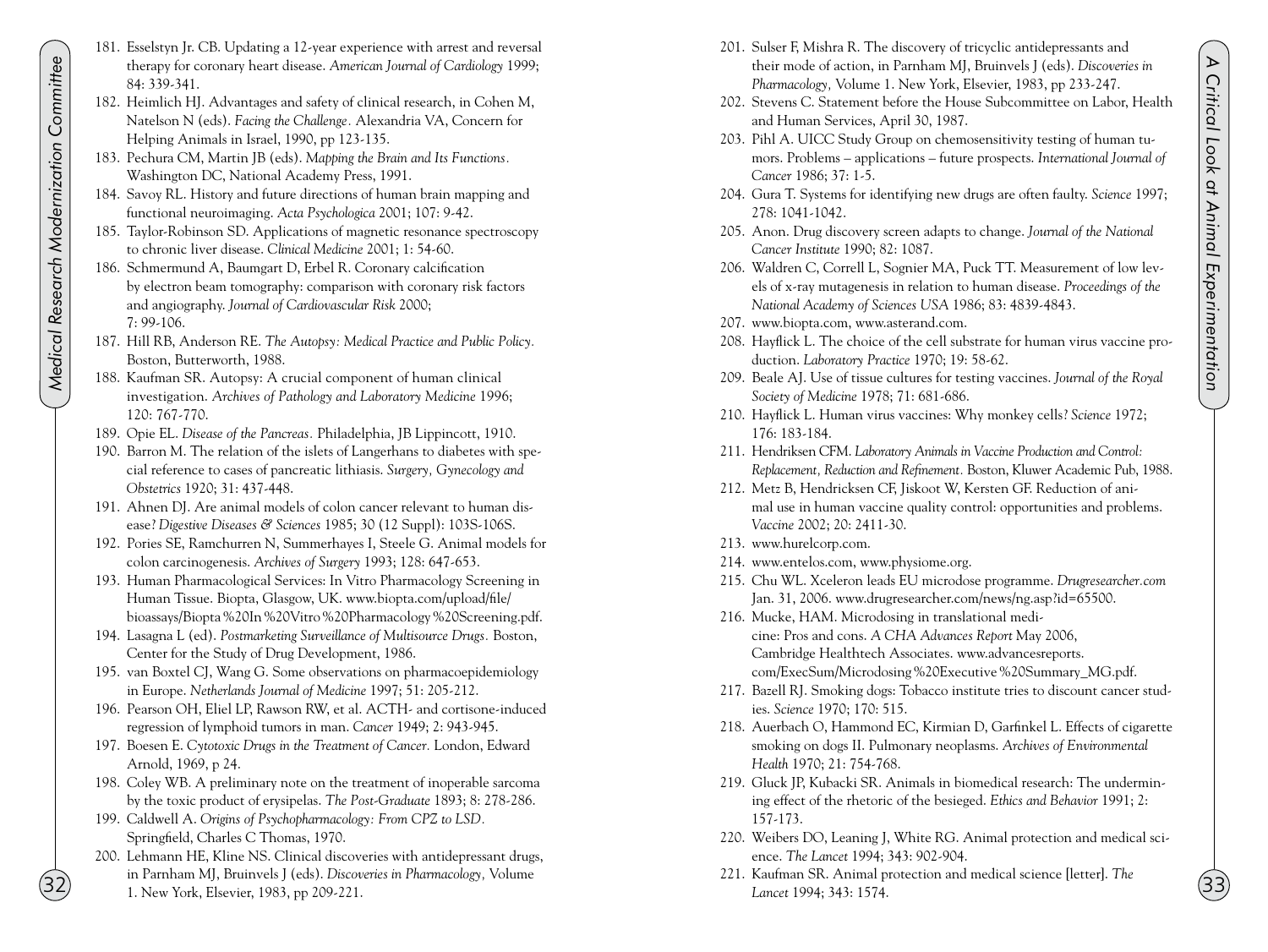181. Esselstyn Jr. CB. Updating a 12-year experience with arrest and reversal therapy for coronary heart disease. *American Journal of Cardiology* 1999; 84: 339-341.
182. Heimlich HJ. Advantages and safety of clinical research, in Cohen M, Natelson N (eds). *Facing the Challenge.* Alexandria VA, Concern for Helping Animals in Israel, 1990, pp 123-135.
183. Pechura CM, Martin JB (eds). *Mapping the Brain and Its Functions.* Washington DC, National Academy Press, 1991.
184. Savoy RL. History and future directions of human brain mapping and functional neuroimaging. *Acta Psychologica* 2001; 107: 9-42.
185. Taylor-Robinson SD. Applications of magnetic resonance spectroscopy to chronic liver disease. *Clinical Medicine* 2001; 1: 54-60.
186. Schmermund A, Baumgart D, Erbel R. Coronary calcification by electron beam tomography: comparison with coronary risk factors and angiography. *Journal of Cardiovascular Risk* 2000; 7: 99-106.
187. Hill RB, Anderson RE. *The Autopsy: Medical Practice and Public Policy.* Boston, Butterworth, 1988.
188. Kaufman SR. Autopsy: A crucial component of human clinical investigation. *Archives of Pathology and Laboratory Medicine* 1996; 120: 767-770.
189. Opie EL. *Disease of the Pancreas.* Philadelphia, JB Lippincott, 1910.
190. Barron M. The relation of the islets of Langerhans to diabetes with special reference to cases of pancreatic lithiasis. *Surgery, Gynecology and Obstetrics* 1920; 31: 437-448.
191. Ahnen DJ. Are animal models of colon cancer relevant to human disease? *Digestive Diseases & Sciences* 1985; 30 (12 Suppl): 103S-106S.
192. Pories SE, Ramchurren N, Summerhayes I, Steele G. Animal models for colon carcinogenesis. *Archives of Surgery* 1993; 128: 647-653.
193. Human Pharmacological Services: In Vitro Pharmacology Screening in Human Tissue. Biopta, Glasgow, UK. www.biopta.com/upload/file/bioassays/Biopta%20In%20Vitro%20Pharmacology%20Screening.pdf.
194. Lasagna L (ed). *Postmarketing Surveillance of Multisource Drugs.* Boston, Center for the Study of Drug Development, 1986.
195. van Boxtel CJ, Wang G. Some observations on pharmacoepidemiology in Europe. *Netherlands Journal of Medicine* 1997; 51: 205-212.
196. Pearson OH, Eliel LP, Rawson RW, et al. ACTH- and cortisone-induced regression of lymphoid tumors in man. *Cancer* 1949; 2: 943-945.
197. Boesen E. *Cytotoxic Drugs in the Treatment of Cancer.* London, Edward Arnold, 1969, p 24.
198. Coley WB. A preliminary note on the treatment of inoperable sarcoma by the toxic product of erysipelas. *The Post-Graduate* 1893; 8: 278-286.
199. Caldwell A. *Origins of Psychopharmacology: From CPZ to LSD.* Springfield, Charles C Thomas, 1970.
200. Lehmann HE, Kline NS. Clinical discoveries with antidepressant drugs, in Parnham MJ, Bruinvels J (eds). *Discoveries in Pharmacology,* Volume 1. New York, Elsevier, 1983, pp 209-221.
201. Sulser F, Mishra R. The discovery of tricyclic antidepressants and their mode of action, in Parnham MJ, Bruinvels J (eds). *Discoveries in Pharmacology,* Volume 1. New York, Elsevier, 1983, pp 233-247.
202. Stevens C. Statement before the House Subcommittee on Labor, Health and Human Services, April 30, 1987.
203. Pihl A. UICC Study Group on chemosensitivity testing of human tumors. Problems – applications – future prospects. *International Journal of Cancer* 1986; 37: 1-5.
204. Gura T. Systems for identifying new drugs are often faulty. *Science* 1997; 278: 1041-1042.
205. Anon. Drug discovery screen adapts to change. *Journal of the National Cancer Institute* 1990; 82: 1087.
206. Waldren C, Correll L, Sognier MA, Puck TT. Measurement of low levels of x-ray mutagenesis in relation to human disease. *Proceedings of the National Academy of Sciences USA* 1986; 83: 4839-4843.
207. www.biopta.com, www.asterand.com.
208. Hayflick L. The choice of the cell substrate for human virus vaccine production. *Laboratory Practice* 1970; 19: 58-62.
209. Beale AJ. Use of tissue cultures for testing vaccines. *Journal of the Royal Society of Medicine* 1978; 71: 681-686.
210. Hayflick L. Human virus vaccines: Why monkey cells? *Science* 1972; 176: 183-184.
211. Hendriksen CFM. *Laboratory Animals in Vaccine Production and Control: Replacement, Reduction and Refinement.* Boston, Kluwer Academic Pub, 1988.
212. Metz B, Hendricksen CF, Jiskoot W, Kersten GF. Reduction of animal use in human vaccine quality control: opportunities and problems. *Vaccine* 2002; 20: 2411-30.
213. www.hurelcorp.com.
214. www.entelos.com, www.physiome.org.
215. Chu WL. Xceleron leads EU microdose programme. *Drugresearcher.com* Jan. 31, 2006. www.drugresearcher.com/news/ng.asp?id=65500.
216. Mucke, HAM. Microdosing in translational medicine: Pros and cons. *A CHA Advances Report* May 2006, Cambridge Healthtech Associates. www.advancesreports.com/ExecSum/Microdosing%20Executive%20Summary_MG.pdf.
217. Bazell RJ. Smoking dogs: Tobacco institute tries to discount cancer studies. *Science* 1970; 170: 515.
218. Auerbach O, Hammond EC, Kirmian D, Garfinkel L. Effects of cigarette smoking on dogs II. Pulmonary neoplasms. *Archives of Environmental Health* 1970; 21: 754-768.
219. Gluck JP, Kubacki SR. Animals in biomedical research: The undermining effect of the rhetoric of the besieged. *Ethics and Behavior* 1991; 2: 157-173.
220. Weibers DO, Leaning J, White RG. Animal protection and medical science. *The Lancet* 1994; 343: 902-904.
221. Kaufman SR. Animal protection and medical science [letter]. *The Lancet* 1994; 343: 1574.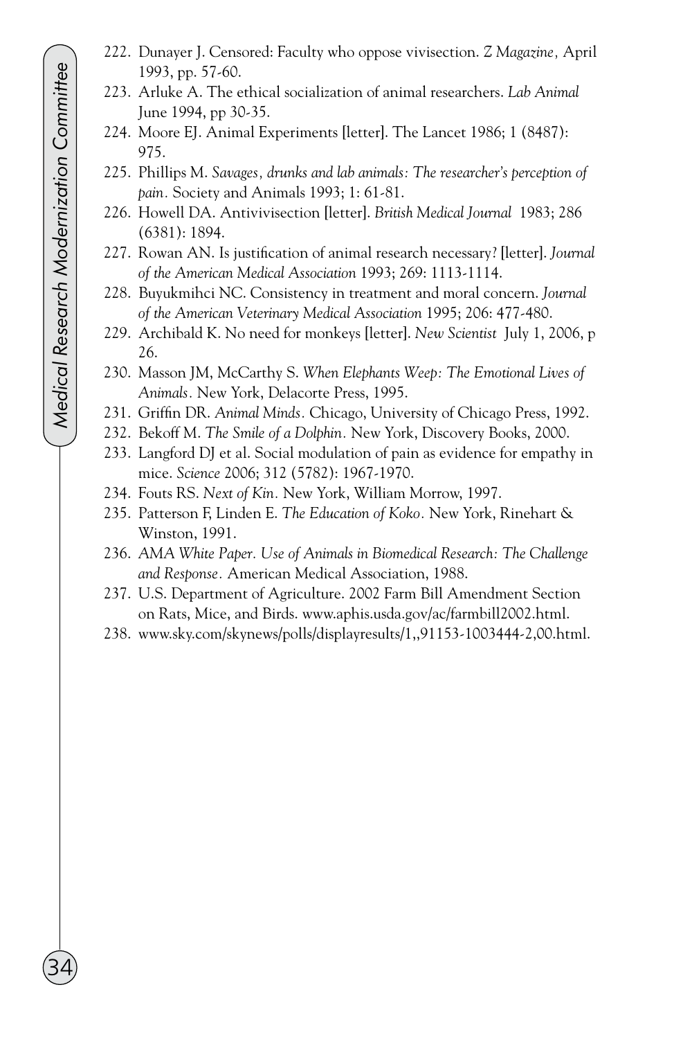222. Dunayer J. Censored: Faculty who oppose vivisection. *Z Magazine,* April 1993, pp. 57-60.
223. Arluke A. The ethical socialization of animal researchers. *Lab Animal* June 1994, pp 30-35.
224. Moore EJ. Animal Experiments [letter]. The Lancet 1986; 1 (8487): 975.
225. Phillips M. *Savages, drunks and lab animals: The researcher's perception of pain.* Society and Animals 1993; 1: 61-81.
226. Howell DA. Antivivisection [letter]. *British Medical Journal* 1983; 286 (6381): 1894.
227. Rowan AN. Is justification of animal research necessary? [letter]. *Journal of the American Medical Association* 1993; 269: 1113-1114.
228. Buyukmihci NC. Consistency in treatment and moral concern. *Journal of the American Veterinary Medical Association* 1995; 206: 477-480.
229. Archibald K. No need for monkeys [letter]. *New Scientist* July 1, 2006, p 26.
230. Masson JM, McCarthy S. *When Elephants Weep: The Emotional Lives of Animals.* New York, Delacorte Press, 1995.
231. Griffin DR. *Animal Minds.* Chicago, University of Chicago Press, 1992.
232. Bekoff M. *The Smile of a Dolphin.* New York, Discovery Books, 2000.
233. Langford DJ et al. Social modulation of pain as evidence for empathy in mice. *Science* 2006; 312 (5782): 1967-1970.
234. Fouts RS. *Next of Kin.* New York, William Morrow, 1997.
235. Patterson F, Linden E. *The Education of Koko.* New York, Rinehart & Winston, 1991.
236. *AMA White Paper. Use of Animals in Biomedical Research: The Challenge and Response.* American Medical Association, 1988.
237. U.S. Department of Agriculture. 2002 Farm Bill Amendment Section on Rats, Mice, and Birds. www.aphis.usda.gov/ac/farmbill2002.html.
238. www.sky.com/skynews/polls/displayresults/1,,91153-1003444-2,00.html.